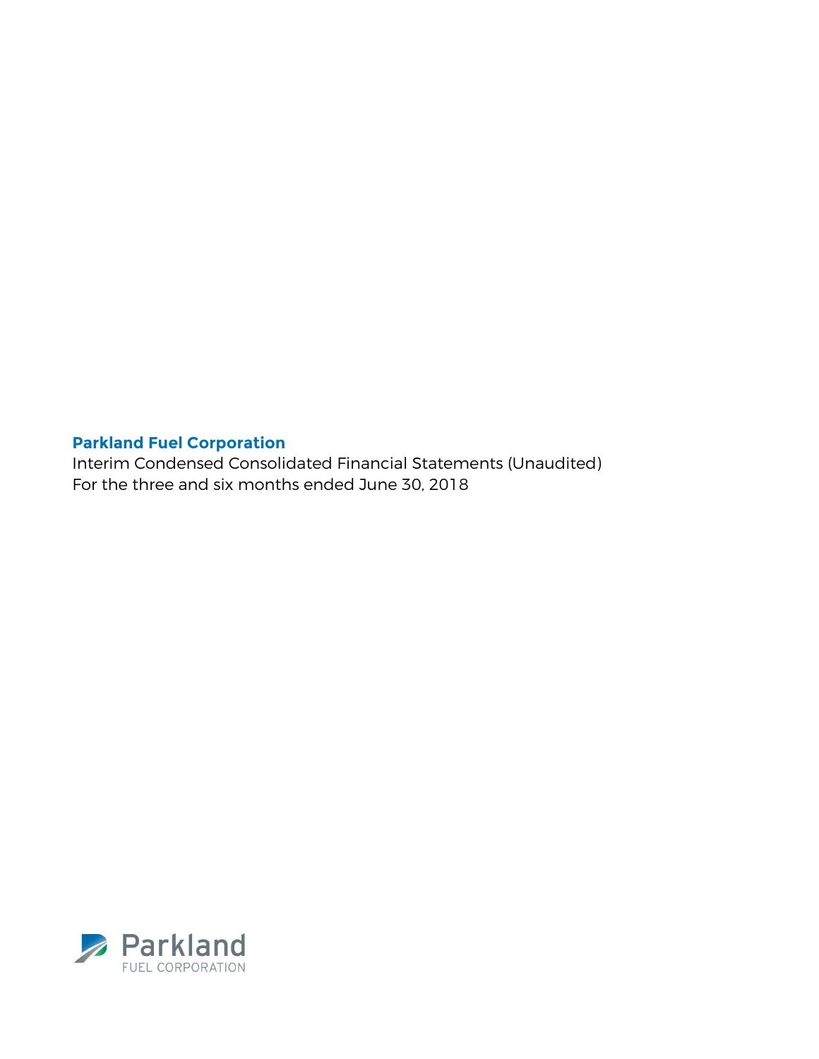# Parkland Fuel Corporation

Interim Condensed Consolidated Financial Statements (Unaudited)

For the three and six months ended June 30, 2018

Parkland
FUEL CORPORATION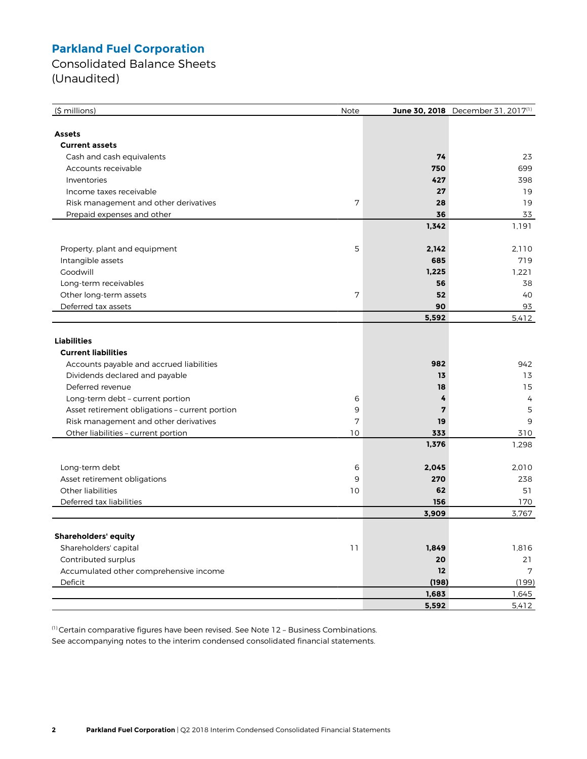# Parkland Fuel Corporation

Consolidated Balance Sheets
(Unaudited)

| ($ millions) | Note | **June 30, 2018** | December 31, 2017[1] |
|---|---|---|---|
| **Assets** | | | |
| **Current assets** | | | |
| Cash and cash equivalents | | **74** | 23 |
| Accounts receivable | | **750** | 699 |
| Inventories | | **427** | 398 |
| Income taxes receivable | | **27** | 19 |
| Risk management and other derivatives | 7 | **28** | 19 |
| Prepaid expenses and other | | **36** | 33 |
| | | **1,342** | 1,191 |
| Property, plant and equipment | 5 | **2,142** | 2,110 |
| Intangible assets | | **685** | 719 |
| Goodwill | | **1,225** | 1,221 |
| Long-term receivables | | **56** | 38 |
| Other long-term assets | 7 | **52** | 40 |
| Deferred tax assets | | **90** | 93 |
| | | **5,592** | 5,412 |
| **Liabilities** | | | |
| **Current liabilities** | | | |
| Accounts payable and accrued liabilities | | **982** | 942 |
| Dividends declared and payable | | **13** | 13 |
| Deferred revenue | | **18** | 15 |
| Long-term debt – current portion | 6 | **4** | 4 |
| Asset retirement obligations – current portion | 9 | **7** | 5 |
| Risk management and other derivatives | 7 | **19** | 9 |
| Other liabilities – current portion | 10 | **333** | 310 |
| | | **1,376** | 1,298 |
| Long-term debt | 6 | **2,045** | 2,010 |
| Asset retirement obligations | 9 | **270** | 238 |
| Other liabilities | 10 | **62** | 51 |
| Deferred tax liabilities | | **156** | 170 |
| | | **3,909** | 3,767 |
| **Shareholders' equity** | | | |
| Shareholders' capital | 11 | **1,849** | 1,816 |
| Contributed surplus | | **20** | 21 |
| Accumulated other comprehensive income | | **12** | 7 |
| Deficit | | **(198)** | (199) |
| | | **1,683** | 1,645 |
| | | **5,592** | 5,412 |

[1] Certain comparative figures have been revised. See Note 12 – Business Combinations.
See accompanying notes to the interim condensed consolidated financial statements.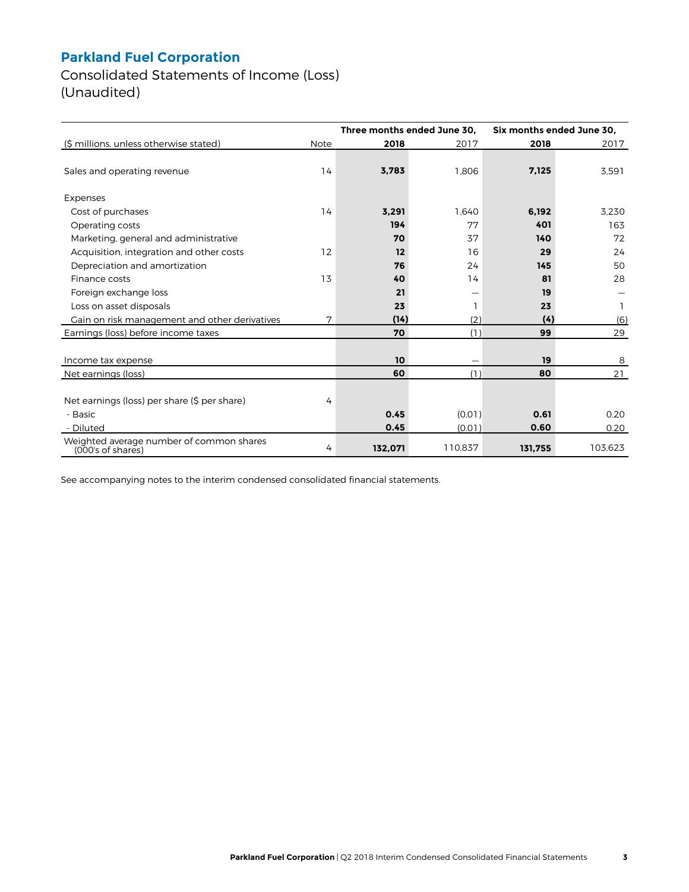# Parkland Fuel Corporation

## Consolidated Statements of Income (Loss)
(Unaudited)

| | | Three months ended June 30, | | Six months ended June 30, | |
|---|---|---|---|---|---|
| ($ millions, unless otherwise stated) | Note | **2018** | 2017 | **2018** | 2017 |
| Sales and operating revenue | 14 | **3,783** | 1,806 | **7,125** | 3,591 |
| Expenses | | | | | |
| Cost of purchases | 14 | **3,291** | 1,640 | **6,192** | 3,230 |
| Operating costs | | **194** | 77 | **401** | 163 |
| Marketing, general and administrative | | **70** | 37 | **140** | 72 |
| Acquisition, integration and other costs | 12 | **12** | 16 | **29** | 24 |
| Depreciation and amortization | | **76** | 24 | **145** | 50 |
| Finance costs | 13 | **40** | 14 | **81** | 28 |
| Foreign exchange loss | | **21** | — | **19** | — |
| Loss on asset disposals | | **23** | 1 | **23** | 1 |
| Gain on risk management and other derivatives | 7 | **(14)** | (2) | **(4)** | (6) |
| Earnings (loss) before income taxes | | **70** | (1) | **99** | 29 |
| Income tax expense | | **10** | — | **19** | 8 |
| Net earnings (loss) | | **60** | (1) | **80** | 21 |
| Net earnings (loss) per share ($ per share) | 4 | | | | |
| - Basic | | **0.45** | (0.01) | **0.61** | 0.20 |
| - Diluted | | **0.45** | (0.01) | **0.60** | 0.20 |
| Weighted average number of common shares (000's of shares) | 4 | **132,071** | 110,837 | **131,755** | 103,623 |

See accompanying notes to the interim condensed consolidated financial statements.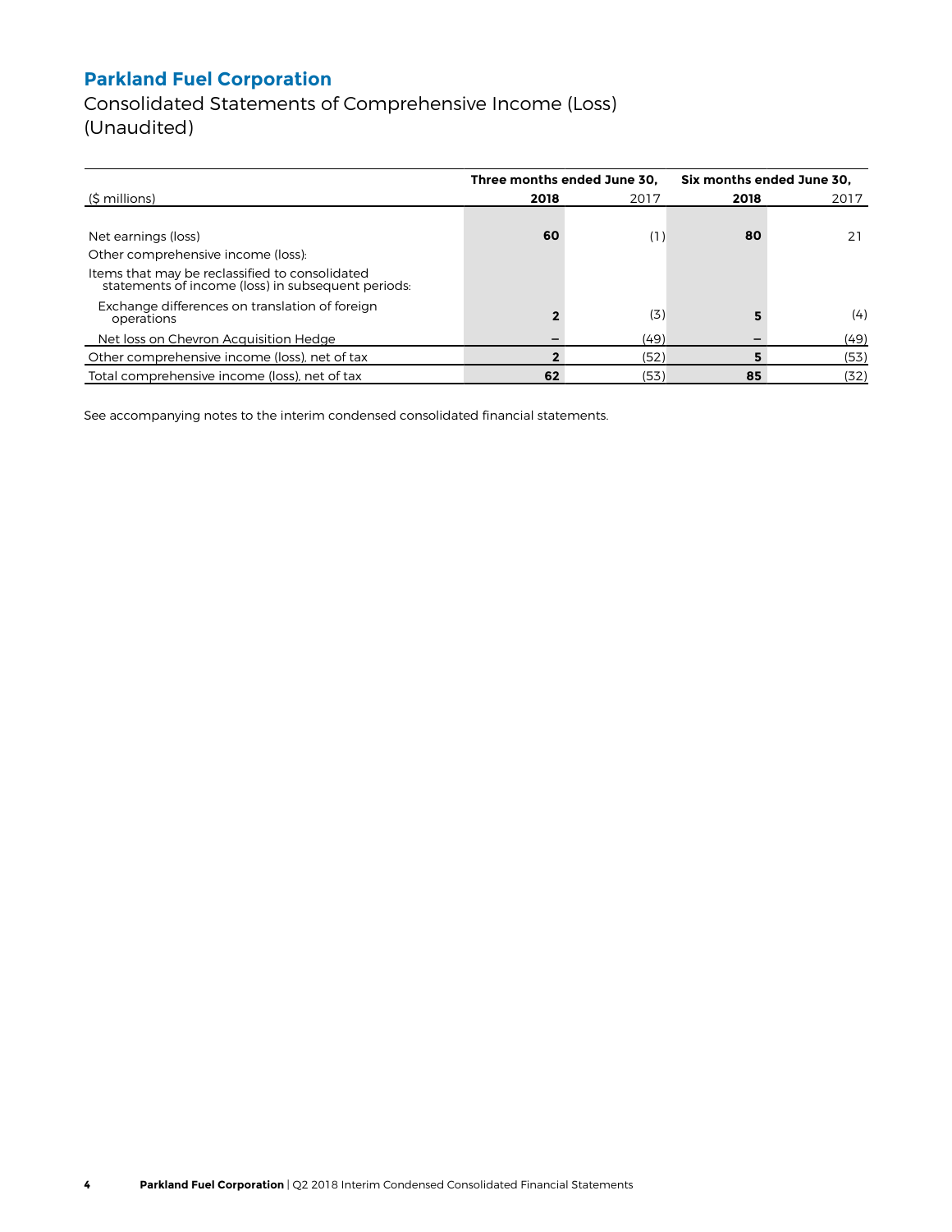# Parkland Fuel Corporation

Consolidated Statements of Comprehensive Income (Loss)
(Unaudited)

| | Three months ended June 30, | | Six months ended June 30, | |
|---|---|---|---|---|
| ($ millions) | **2018** | 2017 | **2018** | 2017 |
| Net earnings (loss) | **60** | (1) | **80** | 21 |
| Other comprehensive income (loss): | | | | |
| Items that may be reclassified to consolidated statements of income (loss) in subsequent periods: | | | | |
| Exchange differences on translation of foreign operations | **2** | (3) | **5** | (4) |
| Net loss on Chevron Acquisition Hedge | **–** | (49) | **–** | (49) |
| Other comprehensive income (loss), net of tax | **2** | (52) | **5** | (53) |
| Total comprehensive income (loss), net of tax | **62** | (53) | **85** | (32) |

See accompanying notes to the interim condensed consolidated financial statements.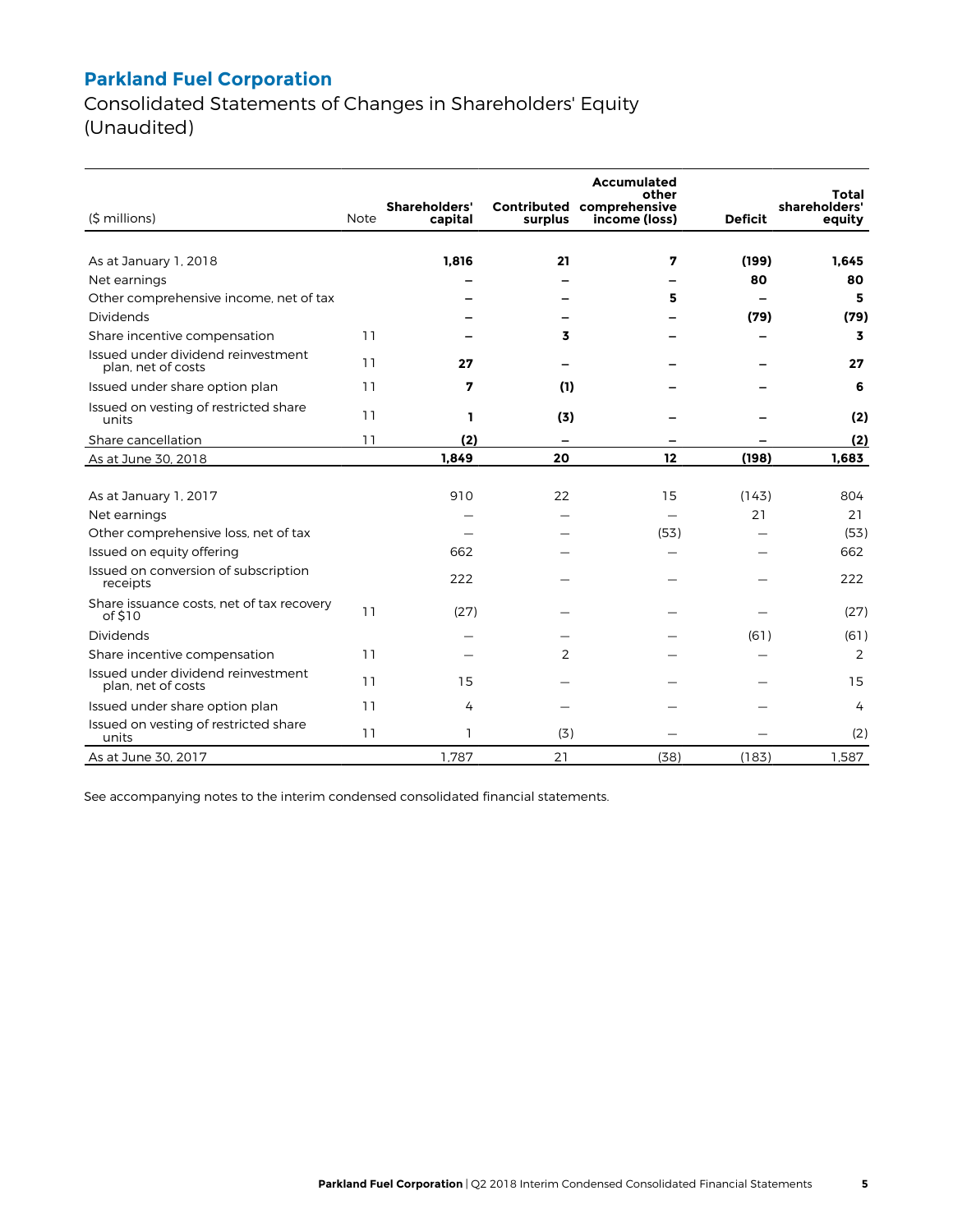# Parkland Fuel Corporation

## Consolidated Statements of Changes in Shareholders' Equity (Unaudited)

| ($ millions) | Note | Shareholders' capital | Contributed surplus | Accumulated other comprehensive income (loss) | Deficit | Total shareholders' equity |
|---|---|---|---|---|---|---|
| **As at January 1, 2018** | | **1,816** | **21** | **7** | **(199)** | **1,645** |
| Net earnings | | **–** | **–** | **–** | **80** | **80** |
| Other comprehensive income, net of tax | | **–** | **–** | **5** | **–** | **5** |
| Dividends | | **–** | **–** | **–** | **(79)** | **(79)** |
| Share incentive compensation | 11 | **–** | **3** | **–** | **–** | **3** |
| Issued under dividend reinvestment plan, net of costs | 11 | **27** | **–** | **–** | **–** | **27** |
| Issued under share option plan | 11 | **7** | **(1)** | **–** | **–** | **6** |
| Issued on vesting of restricted share units | 11 | **1** | **(3)** | **–** | **–** | **(2)** |
| Share cancellation | 11 | **(2)** | **–** | **–** | **–** | **(2)** |
| **As at June 30, 2018** | | **1,849** | **20** | **12** | **(198)** | **1,683** |
| | | | | | | |
| As at January 1, 2017 | | 910 | 22 | 15 | (143) | 804 |
| Net earnings | | — | — | — | 21 | 21 |
| Other comprehensive loss, net of tax | | — | — | (53) | — | (53) |
| Issued on equity offering | | 662 | — | — | — | 662 |
| Issued on conversion of subscription receipts | | 222 | — | — | — | 222 |
| Share issuance costs, net of tax recovery of $10 | 11 | (27) | — | — | — | (27) |
| Dividends | | — | — | — | (61) | (61) |
| Share incentive compensation | 11 | — | 2 | — | — | 2 |
| Issued under dividend reinvestment plan, net of costs | 11 | 15 | — | — | — | 15 |
| Issued under share option plan | 11 | 4 | — | — | — | 4 |
| Issued on vesting of restricted share units | 11 | 1 | (3) | — | — | (2) |
| As at June 30, 2017 | | 1,787 | 21 | (38) | (183) | 1,587 |

See accompanying notes to the interim condensed consolidated financial statements.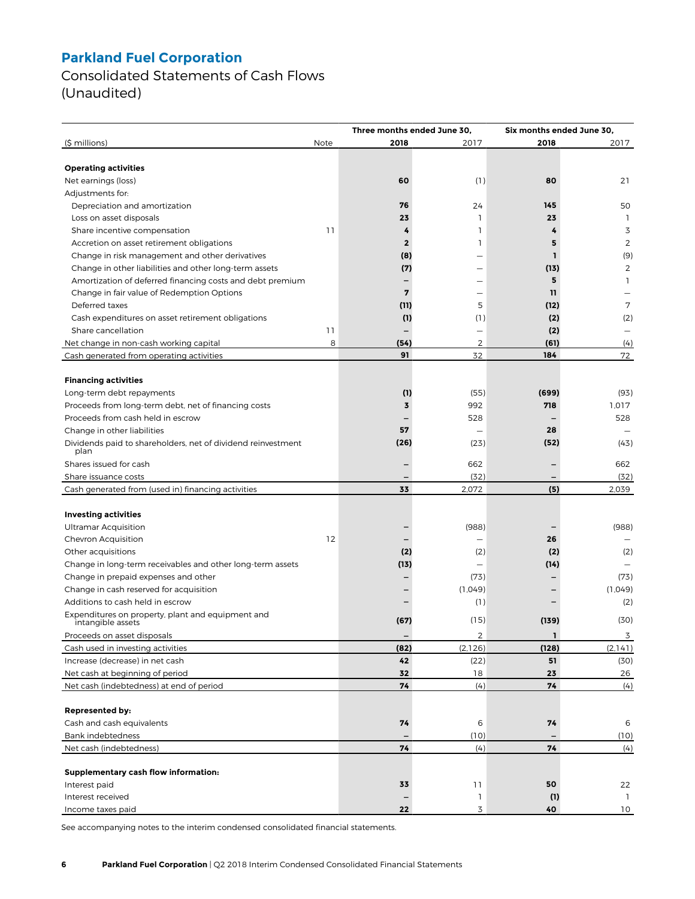# Parkland Fuel Corporation

## Consolidated Statements of Cash Flows
(Unaudited)

| ($ millions) | Note | Three months ended June 30, 2018 | Three months ended June 30, 2017 | Six months ended June 30, 2018 | Six months ended June 30, 2017 |
|---|---|---|---|---|---|
| **Operating activities** | | | | | |
| Net earnings (loss) | | **60** | (1) | **80** | 21 |
| Adjustments for: | | | | | |
| Depreciation and amortization | | **76** | 24 | **145** | 50 |
| Loss on asset disposals | | **23** | 1 | **23** | 1 |
| Share incentive compensation | 11 | **4** | 1 | **4** | 3 |
| Accretion on asset retirement obligations | | **2** | 1 | **5** | 2 |
| Change in risk management and other derivatives | | **(8)** | — | **1** | (9) |
| Change in other liabilities and other long-term assets | | **(7)** | — | **(13)** | 2 |
| Amortization of deferred financing costs and debt premium | | **—** | — | **5** | 1 |
| Change in fair value of Redemption Options | | **7** | — | **11** | — |
| Deferred taxes | | **(11)** | 5 | **(12)** | 7 |
| Cash expenditures on asset retirement obligations | | **(1)** | (1) | **(2)** | (2) |
| Share cancellation | 11 | **—** | — | **(2)** | — |
| Net change in non-cash working capital | 8 | **(54)** | 2 | **(61)** | (4) |
| Cash generated from operating activities | | **91** | 32 | **184** | 72 |
| **Financing activities** | | | | | |
| Long-term debt repayments | | **(1)** | (55) | **(699)** | (93) |
| Proceeds from long-term debt, net of financing costs | | **3** | 992 | **718** | 1,017 |
| Proceeds from cash held in escrow | | **—** | 528 | **—** | 528 |
| Change in other liabilities | | **57** | — | **28** | — |
| Dividends paid to shareholders, net of dividend reinvestment plan | | **(26)** | (23) | **(52)** | (43) |
| Shares issued for cash | | **—** | 662 | **—** | 662 |
| Share issuance costs | | **—** | (32) | **—** | (32) |
| Cash generated from (used in) financing activities | | **33** | 2,072 | **(5)** | 2,039 |
| **Investing activities** | | | | | |
| Ultramar Acquisition | | **—** | (988) | **—** | (988) |
| Chevron Acquisition | 12 | **—** | — | **26** | — |
| Other acquisitions | | **(2)** | (2) | **(2)** | (2) |
| Change in long-term receivables and other long-term assets | | **(13)** | — | **(14)** | — |
| Change in prepaid expenses and other | | **—** | (73) | **—** | (73) |
| Change in cash reserved for acquisition | | **—** | (1,049) | **—** | (1,049) |
| Additions to cash held in escrow | | **—** | (1) | **—** | (2) |
| Expenditures on property, plant and equipment and intangible assets | | **(67)** | (15) | **(139)** | (30) |
| Proceeds on asset disposals | | **—** | 2 | **1** | 3 |
| Cash used in investing activities | | **(82)** | (2,126) | **(128)** | (2,141) |
| Increase (decrease) in net cash | | **42** | (22) | **51** | (30) |
| Net cash at beginning of period | | **32** | 18 | **23** | 26 |
| Net cash (indebtedness) at end of period | | **74** | (4) | **74** | (4) |
| **Represented by:** | | | | | |
| Cash and cash equivalents | | **74** | 6 | **74** | 6 |
| Bank indebtedness | | **—** | (10) | **—** | (10) |
| Net cash (indebtedness) | | **74** | (4) | **74** | (4) |
| **Supplementary cash flow information:** | | | | | |
| Interest paid | | **33** | 11 | **50** | 22 |
| Interest received | | **—** | 1 | **(1)** | 1 |
| Income taxes paid | | **22** | 3 | **40** | 10 |

See accompanying notes to the interim condensed consolidated financial statements.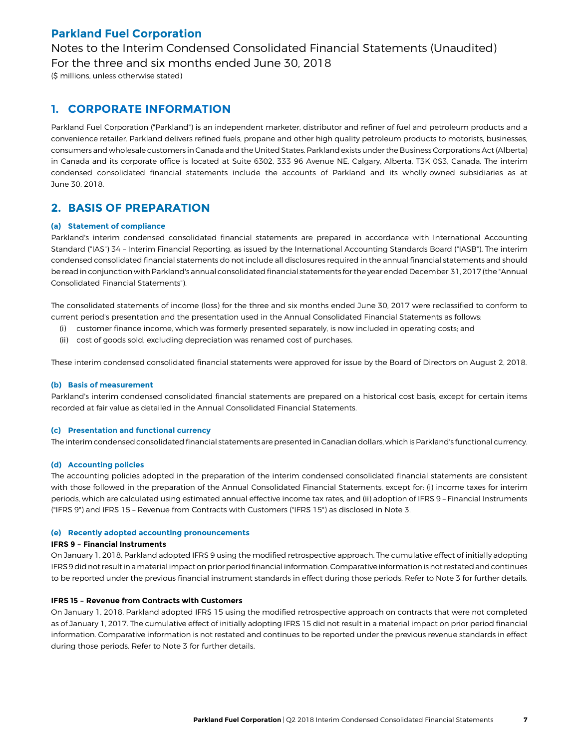# Parkland Fuel Corporation

Notes to the Interim Condensed Consolidated Financial Statements (Unaudited)
For the three and six months ended June 30, 2018
($ millions, unless otherwise stated)

## 1. CORPORATE INFORMATION

Parkland Fuel Corporation ("Parkland") is an independent marketer, distributor and refiner of fuel and petroleum products and a convenience retailer. Parkland delivers refined fuels, propane and other high quality petroleum products to motorists, businesses, consumers and wholesale customers in Canada and the United States. Parkland exists under the Business Corporations Act (Alberta) in Canada and its corporate office is located at Suite 6302, 333 96 Avenue NE, Calgary, Alberta, T3K 0S3, Canada. The interim condensed consolidated financial statements include the accounts of Parkland and its wholly-owned subsidiaries as at June 30, 2018.

## 2. BASIS OF PREPARATION

### (a) Statement of compliance

Parkland's interim condensed consolidated financial statements are prepared in accordance with International Accounting Standard ("IAS") 34 – Interim Financial Reporting, as issued by the International Accounting Standards Board ("IASB"). The interim condensed consolidated financial statements do not include all disclosures required in the annual financial statements and should be read in conjunction with Parkland's annual consolidated financial statements for the year ended December 31, 2017 (the "Annual Consolidated Financial Statements").

The consolidated statements of income (loss) for the three and six months ended June 30, 2017 were reclassified to conform to current period's presentation and the presentation used in the Annual Consolidated Financial Statements as follows:

(i) customer finance income, which was formerly presented separately, is now included in operating costs; and
(ii) cost of goods sold, excluding depreciation was renamed cost of purchases.

These interim condensed consolidated financial statements were approved for issue by the Board of Directors on August 2, 2018.

### (b) Basis of measurement

Parkland's interim condensed consolidated financial statements are prepared on a historical cost basis, except for certain items recorded at fair value as detailed in the Annual Consolidated Financial Statements.

### (c) Presentation and functional currency

The interim condensed consolidated financial statements are presented in Canadian dollars, which is Parkland's functional currency.

### (d) Accounting policies

The accounting policies adopted in the preparation of the interim condensed consolidated financial statements are consistent with those followed in the preparation of the Annual Consolidated Financial Statements, except for: (i) income taxes for interim periods, which are calculated using estimated annual effective income tax rates, and (ii) adoption of IFRS 9 – Financial Instruments ("IFRS 9") and IFRS 15 – Revenue from Contracts with Customers ("IFRS 15") as disclosed in Note 3.

### (e) Recently adopted accounting pronouncements

**IFRS 9 – Financial Instruments**

On January 1, 2018, Parkland adopted IFRS 9 using the modified retrospective approach. The cumulative effect of initially adopting IFRS 9 did not result in a material impact on prior period financial information. Comparative information is not restated and continues to be reported under the previous financial instrument standards in effect during those periods. Refer to Note 3 for further details.

**IFRS 15 – Revenue from Contracts with Customers**

On January 1, 2018, Parkland adopted IFRS 15 using the modified retrospective approach on contracts that were not completed as of January 1, 2017. The cumulative effect of initially adopting IFRS 15 did not result in a material impact on prior period financial information. Comparative information is not restated and continues to be reported under the previous revenue standards in effect during those periods. Refer to Note 3 for further details.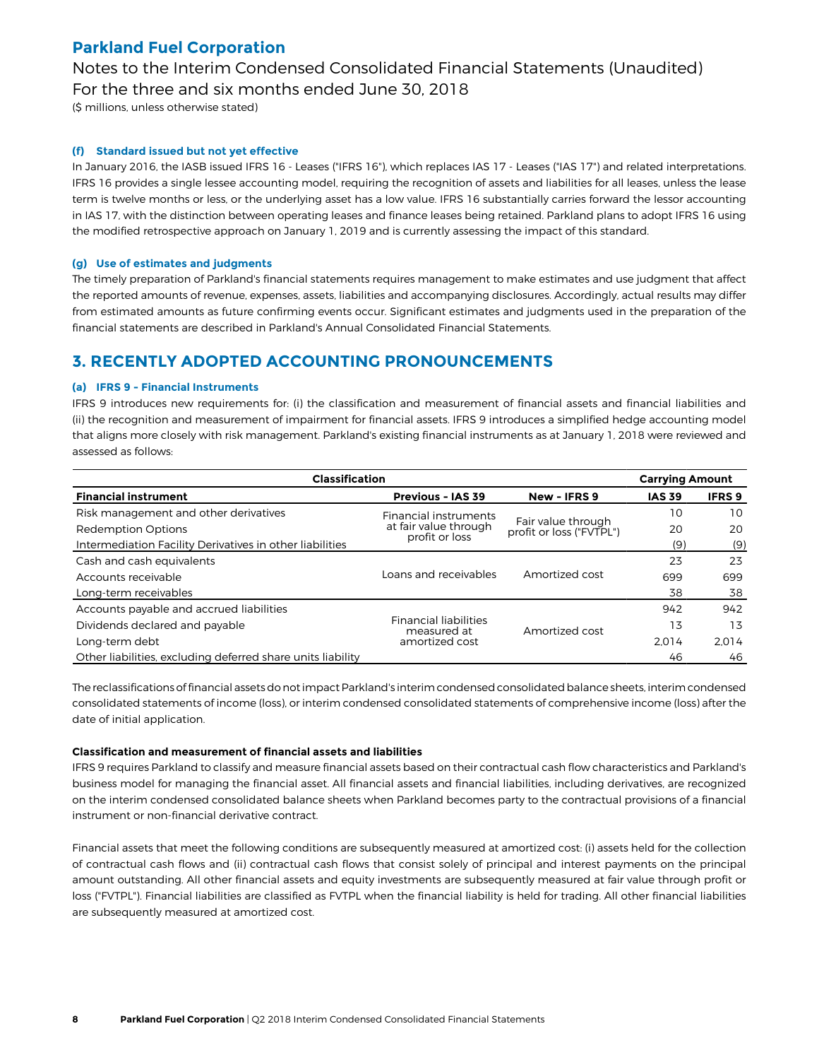#### (f) Standard issued but not yet effective

In January 2016, the IASB issued IFRS 16 - Leases ("IFRS 16"), which replaces IAS 17 - Leases ("IAS 17") and related interpretations. IFRS 16 provides a single lessee accounting model, requiring the recognition of assets and liabilities for all leases, unless the lease term is twelve months or less, or the underlying asset has a low value. IFRS 16 substantially carries forward the lessor accounting in IAS 17, with the distinction between operating leases and finance leases being retained. Parkland plans to adopt IFRS 16 using the modified retrospective approach on January 1, 2019 and is currently assessing the impact of this standard.

#### (g) Use of estimates and judgments

The timely preparation of Parkland's financial statements requires management to make estimates and use judgment that affect the reported amounts of revenue, expenses, assets, liabilities and accompanying disclosures. Accordingly, actual results may differ from estimated amounts as future confirming events occur. Significant estimates and judgments used in the preparation of the financial statements are described in Parkland's Annual Consolidated Financial Statements.

## 3. RECENTLY ADOPTED ACCOUNTING PRONOUNCEMENTS

#### (a) IFRS 9 - Financial Instruments

IFRS 9 introduces new requirements for: (i) the classification and measurement of financial assets and financial liabilities and (ii) the recognition and measurement of impairment for financial assets. IFRS 9 introduces a simplified hedge accounting model that aligns more closely with risk management. Parkland's existing financial instruments as at January 1, 2018 were reviewed and assessed as follows:

| Classification | | | Carrying Amount | |
|---|---|---|---|---|
| **Financial instrument** | **Previous - IAS 39** | **New - IFRS 9** | **IAS 39** | **IFRS 9** |
| Risk management and other derivatives | Financial instruments at fair value through profit or loss | Fair value through profit or loss ("FVTPL") | 10 | 10 |
| Redemption Options | | | 20 | 20 |
| Intermediation Facility Derivatives in other liabilities | | | (9) | (9) |
| Cash and cash equivalents | Loans and receivables | Amortized cost | 23 | 23 |
| Accounts receivable | | | 699 | 699 |
| Long-term receivables | | | 38 | 38 |
| Accounts payable and accrued liabilities | Financial liabilities measured at amortized cost | Amortized cost | 942 | 942 |
| Dividends declared and payable | | | 13 | 13 |
| Long-term debt | | | 2,014 | 2,014 |
| Other liabilities, excluding deferred share units liability | | | 46 | 46 |

The reclassifications of financial assets do not impact Parkland's interim condensed consolidated balance sheets, interim condensed consolidated statements of income (loss), or interim condensed consolidated statements of comprehensive income (loss) after the date of initial application.

**Classification and measurement of financial assets and liabilities**

IFRS 9 requires Parkland to classify and measure financial assets based on their contractual cash flow characteristics and Parkland's business model for managing the financial asset. All financial assets and financial liabilities, including derivatives, are recognized on the interim condensed consolidated balance sheets when Parkland becomes party to the contractual provisions of a financial instrument or non-financial derivative contract.

Financial assets that meet the following conditions are subsequently measured at amortized cost: (i) assets held for the collection of contractual cash flows and (ii) contractual cash flows that consist solely of principal and interest payments on the principal amount outstanding. All other financial assets and equity investments are subsequently measured at fair value through profit or loss ("FVTPL"). Financial liabilities are classified as FVTPL when the financial liability is held for trading. All other financial liabilities are subsequently measured at amortized cost.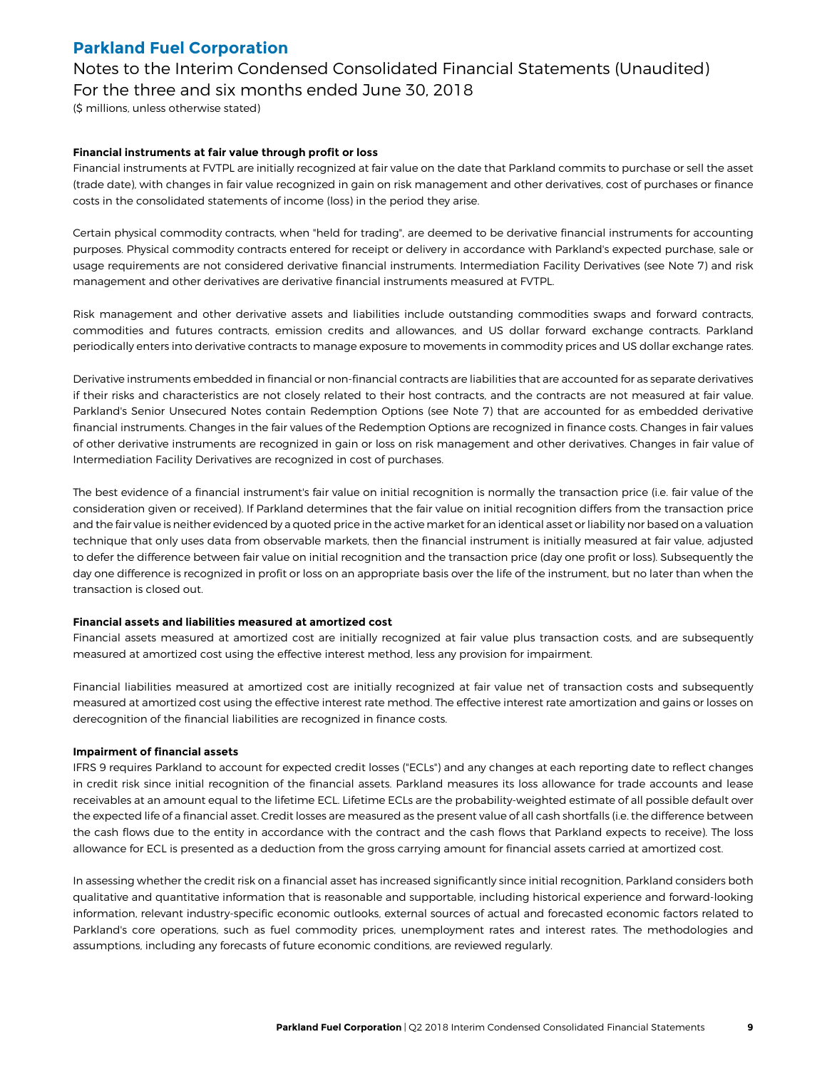**Financial instruments at fair value through profit or loss**

Financial instruments at FVTPL are initially recognized at fair value on the date that Parkland commits to purchase or sell the asset (trade date), with changes in fair value recognized in gain on risk management and other derivatives, cost of purchases or finance costs in the consolidated statements of income (loss) in the period they arise.

Certain physical commodity contracts, when "held for trading", are deemed to be derivative financial instruments for accounting purposes. Physical commodity contracts entered for receipt or delivery in accordance with Parkland's expected purchase, sale or usage requirements are not considered derivative financial instruments. Intermediation Facility Derivatives (see Note 7) and risk management and other derivatives are derivative financial instruments measured at FVTPL.

Risk management and other derivative assets and liabilities include outstanding commodities swaps and forward contracts, commodities and futures contracts, emission credits and allowances, and US dollar forward exchange contracts. Parkland periodically enters into derivative contracts to manage exposure to movements in commodity prices and US dollar exchange rates.

Derivative instruments embedded in financial or non-financial contracts are liabilities that are accounted for as separate derivatives if their risks and characteristics are not closely related to their host contracts, and the contracts are not measured at fair value. Parkland's Senior Unsecured Notes contain Redemption Options (see Note 7) that are accounted for as embedded derivative financial instruments. Changes in the fair values of the Redemption Options are recognized in finance costs. Changes in fair values of other derivative instruments are recognized in gain or loss on risk management and other derivatives. Changes in fair value of Intermediation Facility Derivatives are recognized in cost of purchases.

The best evidence of a financial instrument's fair value on initial recognition is normally the transaction price (i.e. fair value of the consideration given or received). If Parkland determines that the fair value on initial recognition differs from the transaction price and the fair value is neither evidenced by a quoted price in the active market for an identical asset or liability nor based on a valuation technique that only uses data from observable markets, then the financial instrument is initially measured at fair value, adjusted to defer the difference between fair value on initial recognition and the transaction price (day one profit or loss). Subsequently the day one difference is recognized in profit or loss on an appropriate basis over the life of the instrument, but no later than when the transaction is closed out.

**Financial assets and liabilities measured at amortized cost**

Financial assets measured at amortized cost are initially recognized at fair value plus transaction costs, and are subsequently measured at amortized cost using the effective interest method, less any provision for impairment.

Financial liabilities measured at amortized cost are initially recognized at fair value net of transaction costs and subsequently measured at amortized cost using the effective interest rate method. The effective interest rate amortization and gains or losses on derecognition of the financial liabilities are recognized in finance costs.

**Impairment of financial assets**

IFRS 9 requires Parkland to account for expected credit losses ("ECLs") and any changes at each reporting date to reflect changes in credit risk since initial recognition of the financial assets. Parkland measures its loss allowance for trade accounts and lease receivables at an amount equal to the lifetime ECL. Lifetime ECLs are the probability-weighted estimate of all possible default over the expected life of a financial asset. Credit losses are measured as the present value of all cash shortfalls (i.e. the difference between the cash flows due to the entity in accordance with the contract and the cash flows that Parkland expects to receive). The loss allowance for ECL is presented as a deduction from the gross carrying amount for financial assets carried at amortized cost.

In assessing whether the credit risk on a financial asset has increased significantly since initial recognition, Parkland considers both qualitative and quantitative information that is reasonable and supportable, including historical experience and forward-looking information, relevant industry-specific economic outlooks, external sources of actual and forecasted economic factors related to Parkland's core operations, such as fuel commodity prices, unemployment rates and interest rates. The methodologies and assumptions, including any forecasts of future economic conditions, are reviewed regularly.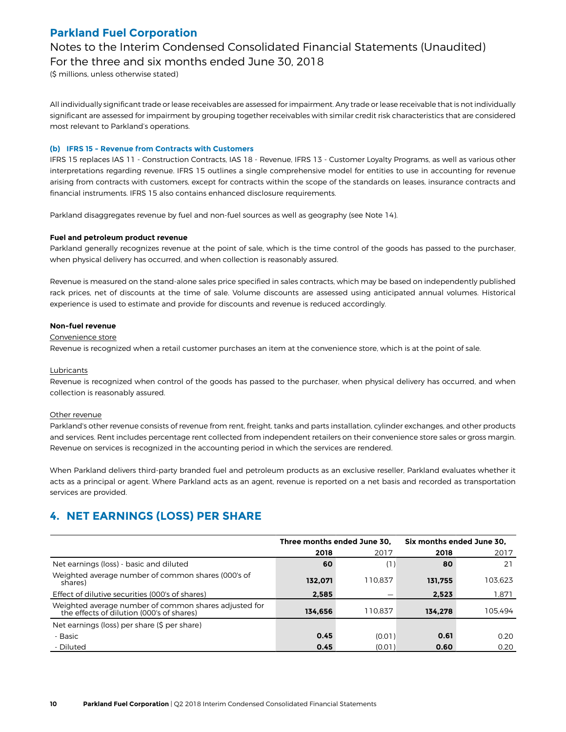All individually significant trade or lease receivables are assessed for impairment. Any trade or lease receivable that is not individually significant are assessed for impairment by grouping together receivables with similar credit risk characteristics that are considered most relevant to Parkland's operations.

#### (b) IFRS 15 – Revenue from Contracts with Customers

IFRS 15 replaces IAS 11 - Construction Contracts, IAS 18 - Revenue, IFRS 13 - Customer Loyalty Programs, as well as various other interpretations regarding revenue. IFRS 15 outlines a single comprehensive model for entities to use in accounting for revenue arising from contracts with customers, except for contracts within the scope of the standards on leases, insurance contracts and financial instruments. IFRS 15 also contains enhanced disclosure requirements.

Parkland disaggregates revenue by fuel and non-fuel sources as well as geography (see Note 14).

**Fuel and petroleum product revenue**

Parkland generally recognizes revenue at the point of sale, which is the time control of the goods has passed to the purchaser, when physical delivery has occurred, and when collection is reasonably assured.

Revenue is measured on the stand-alone sales price specified in sales contracts, which may be based on independently published rack prices, net of discounts at the time of sale. Volume discounts are assessed using anticipated annual volumes. Historical experience is used to estimate and provide for discounts and revenue is reduced accordingly.

**Non-fuel revenue**

Convenience store

Revenue is recognized when a retail customer purchases an item at the convenience store, which is at the point of sale.

Lubricants

Revenue is recognized when control of the goods has passed to the purchaser, when physical delivery has occurred, and when collection is reasonably assured.

Other revenue

Parkland's other revenue consists of revenue from rent, freight, tanks and parts installation, cylinder exchanges, and other products and services. Rent includes percentage rent collected from independent retailers on their convenience store sales or gross margin. Revenue on services is recognized in the accounting period in which the services are rendered.

When Parkland delivers third-party branded fuel and petroleum products as an exclusive reseller, Parkland evaluates whether it acts as a principal or agent. Where Parkland acts as an agent, revenue is reported on a net basis and recorded as transportation services are provided.

## 4. NET EARNINGS (LOSS) PER SHARE

| | Three months ended June 30, | | Six months ended June 30, | |
|---|---|---|---|---|
| | **2018** | 2017 | **2018** | 2017 |
| Net earnings (loss) - basic and diluted | **60** | (1) | **80** | 21 |
| Weighted average number of common shares (000's of shares) | **132,071** | 110,837 | **131,755** | 103,623 |
| Effect of dilutive securities (000's of shares) | **2,585** | — | **2,523** | 1,871 |
| Weighted average number of common shares adjusted for the effects of dilution (000's of shares) | **134,656** | 110,837 | **134,278** | 105,494 |
| Net earnings (loss) per share ($ per share) | | | | |
| - Basic | **0.45** | (0.01) | **0.61** | 0.20 |
| - Diluted | **0.45** | (0.01) | **0.60** | 0.20 |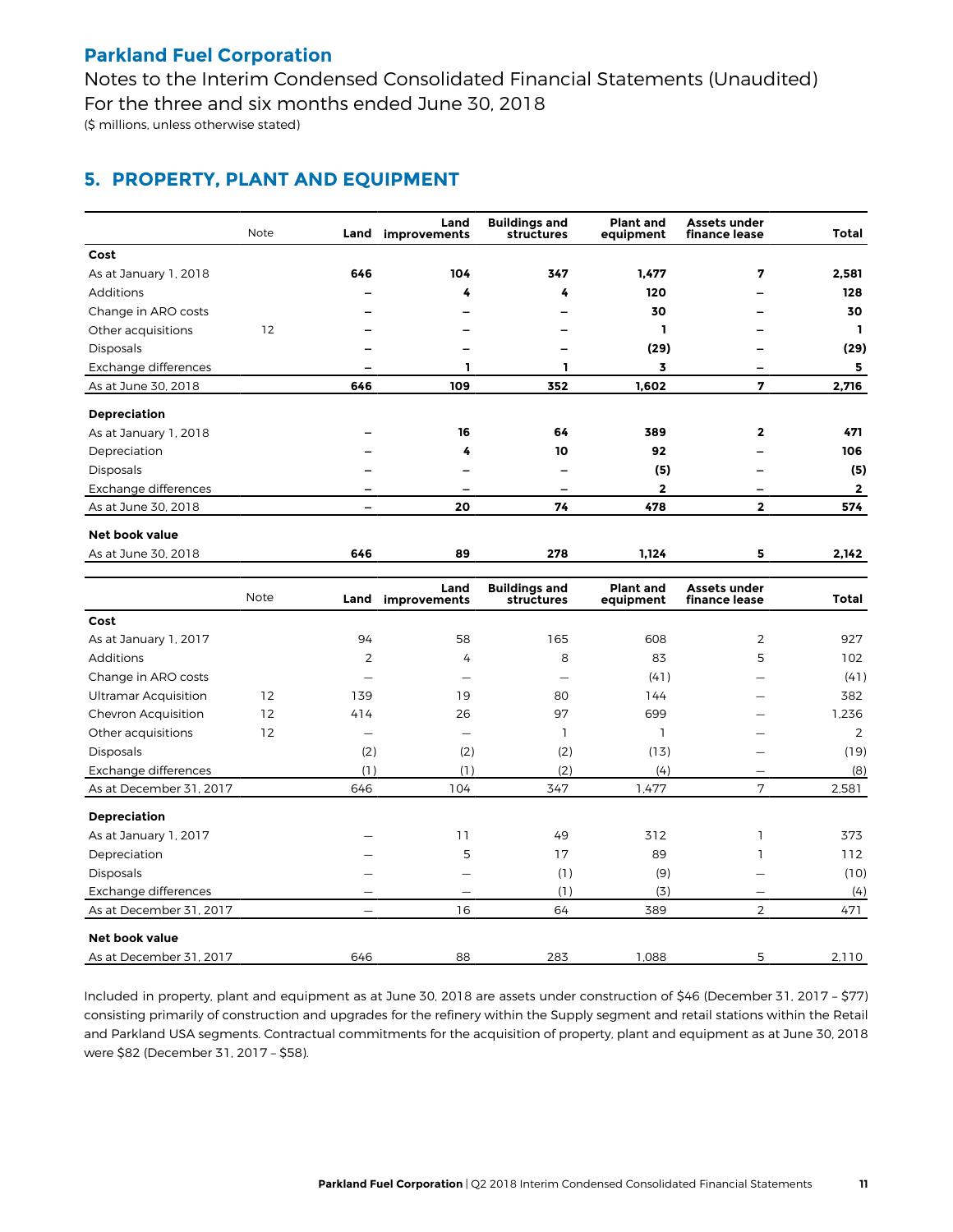Parkland Fuel Corporation

Notes to the Interim Condensed Consolidated Financial Statements (Unaudited)

For the three and six months ended June 30, 2018

($ millions, unless otherwise stated)

## 5. PROPERTY, PLANT AND EQUIPMENT

| | Note | Land | Land improvements | Buildings and structures | Plant and equipment | Assets under finance lease | Total |
|---|---|---|---|---|---|---|---|
| **Cost** | | | | | | | |
| As at January 1, 2018 | | **646** | **104** | **347** | **1,477** | **7** | **2,581** |
| Additions | | **–** | **4** | **4** | **120** | **–** | **128** |
| Change in ARO costs | | **–** | **–** | **–** | **30** | **–** | **30** |
| Other acquisitions | 12 | **–** | **–** | **–** | **1** | **–** | **1** |
| Disposals | | **–** | **–** | **–** | **(29)** | **–** | **(29)** |
| Exchange differences | | **–** | **1** | **1** | **3** | **–** | **5** |
| As at June 30, 2018 | | **646** | **109** | **352** | **1,602** | **7** | **2,716** |
| **Depreciation** | | | | | | | |
| As at January 1, 2018 | | **–** | **16** | **64** | **389** | **2** | **471** |
| Depreciation | | **–** | **4** | **10** | **92** | **–** | **106** |
| Disposals | | **–** | **–** | **–** | **(5)** | **–** | **(5)** |
| Exchange differences | | **–** | **–** | **–** | **2** | **–** | **2** |
| As at June 30, 2018 | | **–** | **20** | **74** | **478** | **2** | **574** |
| **Net book value** | | | | | | | |
| As at June 30, 2018 | | **646** | **89** | **278** | **1,124** | **5** | **2,142** |

| | Note | Land | Land improvements | Buildings and structures | Plant and equipment | Assets under finance lease | Total |
|---|---|---|---|---|---|---|---|
| **Cost** | | | | | | | |
| As at January 1, 2017 | | 94 | 58 | 165 | 608 | 2 | 927 |
| Additions | | 2 | 4 | 8 | 83 | 5 | 102 |
| Change in ARO costs | | — | — | — | (41) | — | (41) |
| Ultramar Acquisition | 12 | 139 | 19 | 80 | 144 | — | 382 |
| Chevron Acquisition | 12 | 414 | 26 | 97 | 699 | — | 1,236 |
| Other acquisitions | 12 | — | — | 1 | 1 | — | 2 |
| Disposals | | (2) | (2) | (2) | (13) | — | (19) |
| Exchange differences | | (1) | (1) | (2) | (4) | — | (8) |
| As at December 31, 2017 | | 646 | 104 | 347 | 1,477 | 7 | 2,581 |
| **Depreciation** | | | | | | | |
| As at January 1, 2017 | | — | 11 | 49 | 312 | 1 | 373 |
| Depreciation | | — | 5 | 17 | 89 | 1 | 112 |
| Disposals | | — | — | (1) | (9) | — | (10) |
| Exchange differences | | — | — | (1) | (3) | — | (4) |
| As at December 31, 2017 | | — | 16 | 64 | 389 | 2 | 471 |
| **Net book value** | | | | | | | |
| As at December 31, 2017 | | 646 | 88 | 283 | 1,088 | 5 | 2,110 |

Included in property, plant and equipment as at June 30, 2018 are assets under construction of $46 (December 31, 2017 – $77) consisting primarily of construction and upgrades for the refinery within the Supply segment and retail stations within the Retail and Parkland USA segments. Contractual commitments for the acquisition of property, plant and equipment as at June 30, 2018 were $82 (December 31, 2017 – $58).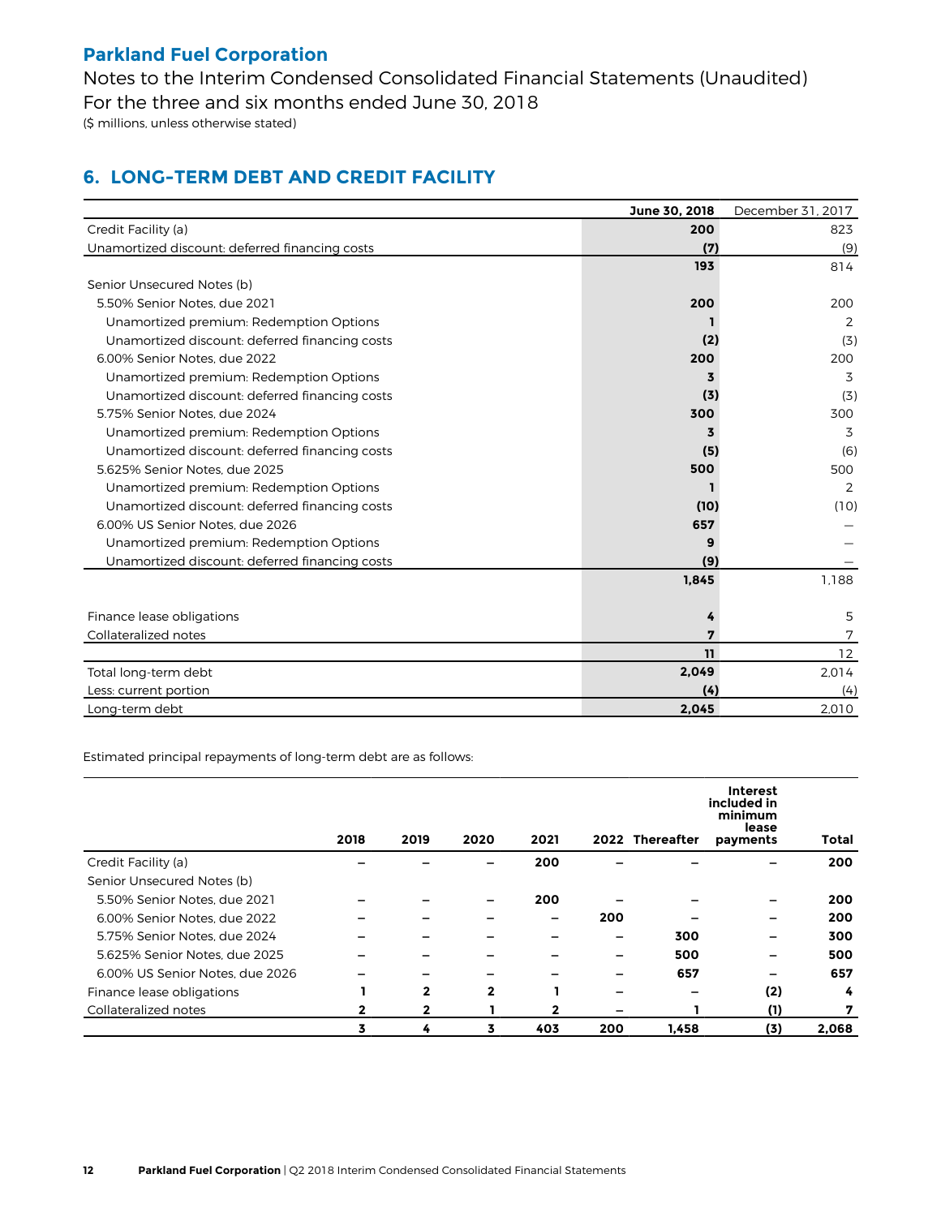# Parkland Fuel Corporation

Notes to the Interim Condensed Consolidated Financial Statements (Unaudited)
For the three and six months ended June 30, 2018
($ millions, unless otherwise stated)

## 6. LONG-TERM DEBT AND CREDIT FACILITY

| | **June 30, 2018** | December 31, 2017 |
|---|---|---|
| Credit Facility (a) | **200** | 823 |
| Unamortized discount: deferred financing costs | **(7)** | (9) |
| | **193** | 814 |
| Senior Unsecured Notes (b) | | |
| 5.50% Senior Notes, due 2021 | **200** | 200 |
| Unamortized premium: Redemption Options | **1** | 2 |
| Unamortized discount: deferred financing costs | **(2)** | (3) |
| 6.00% Senior Notes, due 2022 | **200** | 200 |
| Unamortized premium: Redemption Options | **3** | 3 |
| Unamortized discount: deferred financing costs | **(3)** | (3) |
| 5.75% Senior Notes, due 2024 | **300** | 300 |
| Unamortized premium: Redemption Options | **3** | 3 |
| Unamortized discount: deferred financing costs | **(5)** | (6) |
| 5.625% Senior Notes, due 2025 | **500** | 500 |
| Unamortized premium: Redemption Options | **1** | 2 |
| Unamortized discount: deferred financing costs | **(10)** | (10) |
| 6.00% US Senior Notes, due 2026 | **657** | — |
| Unamortized premium: Redemption Options | **9** | — |
| Unamortized discount: deferred financing costs | **(9)** | — |
| | **1,845** | 1,188 |
| Finance lease obligations | **4** | 5 |
| Collateralized notes | **7** | 7 |
| | **11** | 12 |
| Total long-term debt | **2,049** | 2,014 |
| Less: current portion | **(4)** | (4) |
| Long-term debt | **2,045** | 2,010 |

Estimated principal repayments of long-term debt are as follows:

| | 2018 | 2019 | 2020 | 2021 | 2022 | Thereafter | Interest included in minimum lease payments | Total |
|---|---|---|---|---|---|---|---|---|
| Credit Facility (a) | – | – | – | 200 | – | – | – | **200** |
| Senior Unsecured Notes (b) | | | | | | | | |
| 5.50% Senior Notes, due 2021 | – | – | – | 200 | – | – | – | **200** |
| 6.00% Senior Notes, due 2022 | – | – | – | – | 200 | – | – | **200** |
| 5.75% Senior Notes, due 2024 | – | – | – | – | – | 300 | – | **300** |
| 5.625% Senior Notes, due 2025 | – | – | – | – | – | 500 | – | **500** |
| 6.00% US Senior Notes, due 2026 | – | – | – | – | – | 657 | – | **657** |
| Finance lease obligations | 1 | 2 | 2 | 1 | – | – | (2) | **4** |
| Collateralized notes | 2 | 2 | 1 | 2 | – | 1 | (1) | **7** |
| | **3** | **4** | **3** | **403** | **200** | **1,458** | **(3)** | **2,068** |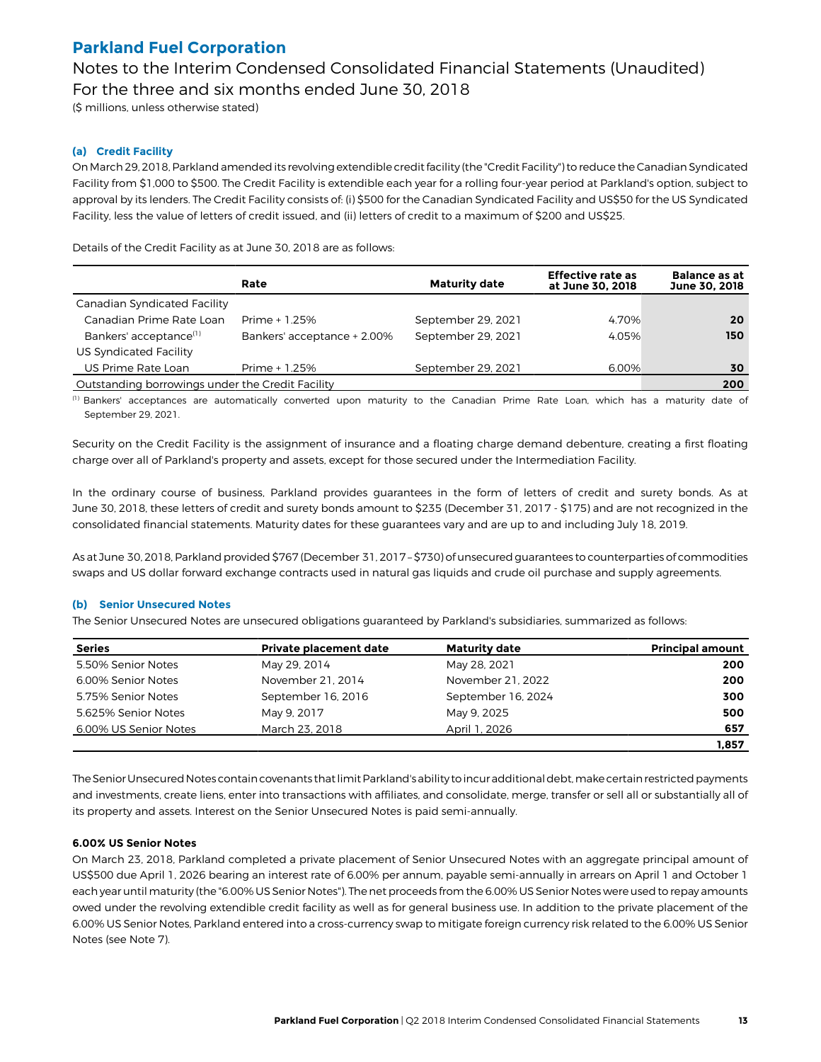# Parkland Fuel Corporation

## Notes to the Interim Condensed Consolidated Financial Statements (Unaudited)
## For the three and six months ended June 30, 2018

($ millions, unless otherwise stated)

### (a) Credit Facility

On March 29, 2018, Parkland amended its revolving extendible credit facility (the "Credit Facility") to reduce the Canadian Syndicated Facility from $1,000 to $500. The Credit Facility is extendible each year for a rolling four-year period at Parkland's option, subject to approval by its lenders. The Credit Facility consists of: (i) $500 for the Canadian Syndicated Facility and US$50 for the US Syndicated Facility, less the value of letters of credit issued, and (ii) letters of credit to a maximum of $200 and US$25.

Details of the Credit Facility as at June 30, 2018 are as follows:

| | Rate | Maturity date | Effective rate as at June 30, 2018 | Balance as at June 30, 2018 |
|---|---|---|---|---|
| Canadian Syndicated Facility | | | | |
| Canadian Prime Rate Loan | Prime + 1.25% | September 29, 2021 | 4.70% | **20** |
| Bankers' acceptance[1] | Bankers' acceptance + 2.00% | September 29, 2021 | 4.05% | **150** |
| US Syndicated Facility | | | | |
| US Prime Rate Loan | Prime + 1.25% | September 29, 2021 | 6.00% | **30** |
| Outstanding borrowings under the Credit Facility | | | | **200** |

[1] Bankers' acceptances are automatically converted upon maturity to the Canadian Prime Rate Loan, which has a maturity date of September 29, 2021.

Security on the Credit Facility is the assignment of insurance and a floating charge demand debenture, creating a first floating charge over all of Parkland's property and assets, except for those secured under the Intermediation Facility.

In the ordinary course of business, Parkland provides guarantees in the form of letters of credit and surety bonds. As at June 30, 2018, these letters of credit and surety bonds amount to $235 (December 31, 2017 - $175) and are not recognized in the consolidated financial statements. Maturity dates for these guarantees vary and are up to and including July 18, 2019.

As at June 30, 2018, Parkland provided $767 (December 31, 2017 – $730) of unsecured guarantees to counterparties of commodities swaps and US dollar forward exchange contracts used in natural gas liquids and crude oil purchase and supply agreements.

### (b) Senior Unsecured Notes

The Senior Unsecured Notes are unsecured obligations guaranteed by Parkland's subsidiaries, summarized as follows:

| Series | Private placement date | Maturity date | Principal amount |
|---|---|---|---|
| 5.50% Senior Notes | May 29, 2014 | May 28, 2021 | **200** |
| 6.00% Senior Notes | November 21, 2014 | November 21, 2022 | **200** |
| 5.75% Senior Notes | September 16, 2016 | September 16, 2024 | **300** |
| 5.625% Senior Notes | May 9, 2017 | May 9, 2025 | **500** |
| 6.00% US Senior Notes | March 23, 2018 | April 1, 2026 | **657** |
| | | | **1,857** |

The Senior Unsecured Notes contain covenants that limit Parkland's ability to incur additional debt, make certain restricted payments and investments, create liens, enter into transactions with affiliates, and consolidate, merge, transfer or sell all or substantially all of its property and assets. Interest on the Senior Unsecured Notes is paid semi-annually.

**6.00% US Senior Notes**

On March 23, 2018, Parkland completed a private placement of Senior Unsecured Notes with an aggregate principal amount of US$500 due April 1, 2026 bearing an interest rate of 6.00% per annum, payable semi-annually in arrears on April 1 and October 1 each year until maturity (the "6.00% US Senior Notes"). The net proceeds from the 6.00% US Senior Notes were used to repay amounts owed under the revolving extendible credit facility as well as for general business use. In addition to the private placement of the 6.00% US Senior Notes, Parkland entered into a cross-currency swap to mitigate foreign currency risk related to the 6.00% US Senior Notes (see Note 7).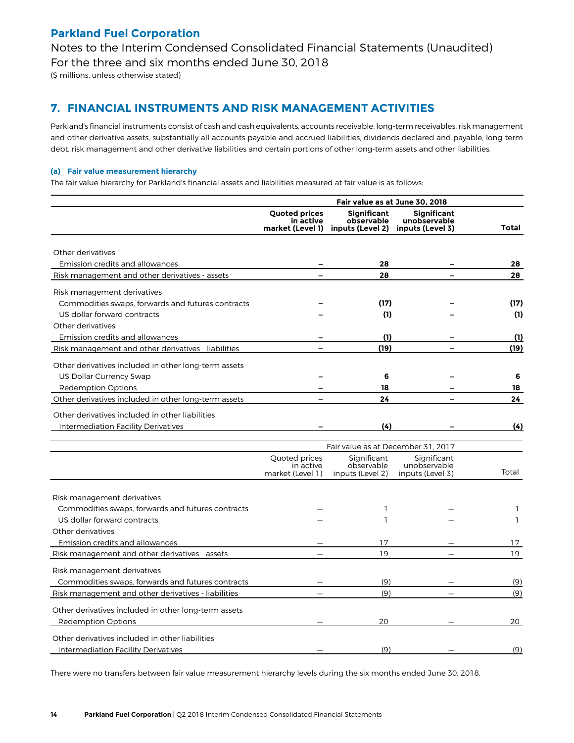## 7. FINANCIAL INSTRUMENTS AND RISK MANAGEMENT ACTIVITIES

Parkland's financial instruments consist of cash and cash equivalents, accounts receivable, long-term receivables, risk management and other derivative assets, substantially all accounts payable and accrued liabilities, dividends declared and payable, long-term debt, risk management and other derivative liabilities and certain portions of other long-term assets and other liabilities.

### (a) Fair value measurement hierarchy

The fair value hierarchy for Parkland's financial assets and liabilities measured at fair value is as follows:

| | **Fair value as at June 30, 2018** | | | |
|---|---|---|---|---|
| | **Quoted prices in active market (Level 1)** | **Significant observable inputs (Level 2)** | **Significant unobservable inputs (Level 3)** | **Total** |
| Other derivatives | | | | |
| Emission credits and allowances | – | **28** | – | **28** |
| Risk management and other derivatives - assets | – | **28** | – | **28** |
| Risk management derivatives | | | | |
| Commodities swaps, forwards and futures contracts | – | **(17)** | – | **(17)** |
| US dollar forward contracts | – | **(1)** | – | **(1)** |
| Other derivatives | | | | |
| Emission credits and allowances | – | **(1)** | – | **(1)** |
| Risk management and other derivatives - liabilities | – | **(19)** | – | **(19)** |
| Other derivatives included in other long-term assets | | | | |
| US Dollar Currency Swap | – | **6** | – | **6** |
| Redemption Options | – | **18** | – | **18** |
| Other derivatives included in other long-term assets | – | **24** | – | **24** |
| Other derivatives included in other liabilities | | | | |
| Intermediation Facility Derivatives | – | **(4)** | – | **(4)** |

| | Fair value as at December 31, 2017 | | | |
|---|---|---|---|---|
| | Quoted prices in active market (Level 1) | Significant observable inputs (Level 2) | Significant unobservable inputs (Level 3) | Total |
| Risk management derivatives | | | | |
| Commodities swaps, forwards and futures contracts | — | 1 | — | 1 |
| US dollar forward contracts | — | 1 | — | 1 |
| Other derivatives | | | | |
| Emission credits and allowances | — | 17 | — | 17 |
| Risk management and other derivatives - assets | — | 19 | — | 19 |
| Risk management derivatives | | | | |
| Commodities swaps, forwards and futures contracts | — | (9) | — | (9) |
| Risk management and other derivatives - liabilities | — | (9) | — | (9) |
| Other derivatives included in other long-term assets | | | | |
| Redemption Options | — | 20 | — | 20 |
| Other derivatives included in other liabilities | | | | |
| Intermediation Facility Derivatives | — | (9) | — | (9) |

There were no transfers between fair value measurement hierarchy levels during the six months ended June 30, 2018.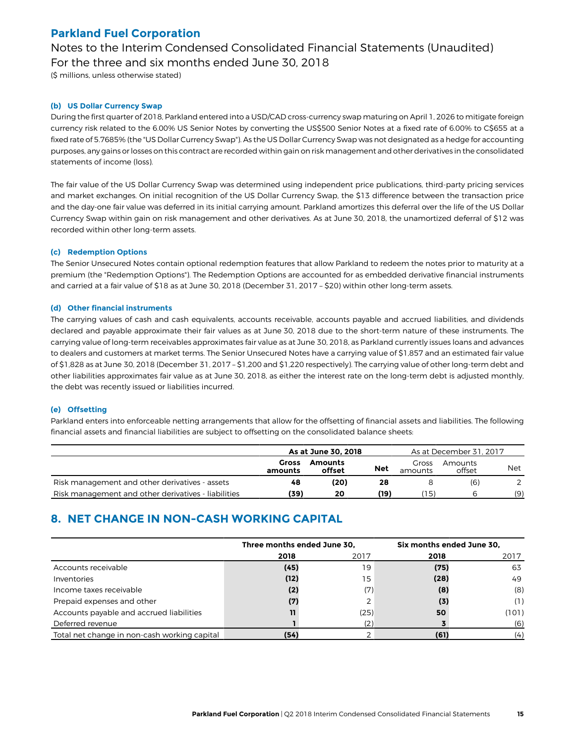#### (b) US Dollar Currency Swap

During the first quarter of 2018, Parkland entered into a USD/CAD cross-currency swap maturing on April 1, 2026 to mitigate foreign currency risk related to the 6.00% US Senior Notes by converting the US$500 Senior Notes at a fixed rate of 6.00% to C$655 at a fixed rate of 5.7685% (the "US Dollar Currency Swap"). As the US Dollar Currency Swap was not designated as a hedge for accounting purposes, any gains or losses on this contract are recorded within gain on risk management and other derivatives in the consolidated statements of income (loss).

The fair value of the US Dollar Currency Swap was determined using independent price publications, third-party pricing services and market exchanges. On initial recognition of the US Dollar Currency Swap, the $13 difference between the transaction price and the day-one fair value was deferred in its initial carrying amount. Parkland amortizes this deferral over the life of the US Dollar Currency Swap within gain on risk management and other derivatives. As at June 30, 2018, the unamortized deferral of $12 was recorded within other long-term assets.

#### (c) Redemption Options

The Senior Unsecured Notes contain optional redemption features that allow Parkland to redeem the notes prior to maturity at a premium (the "Redemption Options"). The Redemption Options are accounted for as embedded derivative financial instruments and carried at a fair value of $18 as at June 30, 2018 (December 31, 2017 – $20) within other long-term assets.

#### (d) Other financial instruments

The carrying values of cash and cash equivalents, accounts receivable, accounts payable and accrued liabilities, and dividends declared and payable approximate their fair values as at June 30, 2018 due to the short-term nature of these instruments. The carrying value of long-term receivables approximates fair value as at June 30, 2018, as Parkland currently issues loans and advances to dealers and customers at market terms. The Senior Unsecured Notes have a carrying value of $1,857 and an estimated fair value of $1,828 as at June 30, 2018 (December 31, 2017 – $1,200 and $1,220 respectively). The carrying value of other long-term debt and other liabilities approximates fair value as at June 30, 2018, as either the interest rate on the long-term debt is adjusted monthly, the debt was recently issued or liabilities incurred.

#### (e) Offsetting

Parkland enters into enforceable netting arrangements that allow for the offsetting of financial assets and liabilities. The following financial assets and financial liabilities are subject to offsetting on the consolidated balance sheets:

| | **As at June 30, 2018** | | | As at December 31, 2017 | | |
|---|---|---|---|---|---|---|
| | **Gross amounts** | **Amounts offset** | **Net** | Gross amounts | Amounts offset | Net |
| Risk management and other derivatives - assets | **48** | **(20)** | **28** | 8 | (6) | 2 |
| Risk management and other derivatives - liabilities | **(39)** | **20** | **(19)** | (15) | 6 | (9) |

## 8. NET CHANGE IN NON-CASH WORKING CAPITAL

| | **Three months ended June 30,** | | **Six months ended June 30,** | |
|---|---|---|---|---|
| | **2018** | 2017 | **2018** | 2017 |
| Accounts receivable | **(45)** | 19 | **(75)** | 63 |
| Inventories | **(12)** | 15 | **(28)** | 49 |
| Income taxes receivable | **(2)** | (7) | **(8)** | (8) |
| Prepaid expenses and other | **(7)** | 2 | **(3)** | (1) |
| Accounts payable and accrued liabilities | **11** | (25) | **50** | (101) |
| Deferred revenue | **1** | (2) | **3** | (6) |
| Total net change in non-cash working capital | **(54)** | 2 | **(61)** | (4) |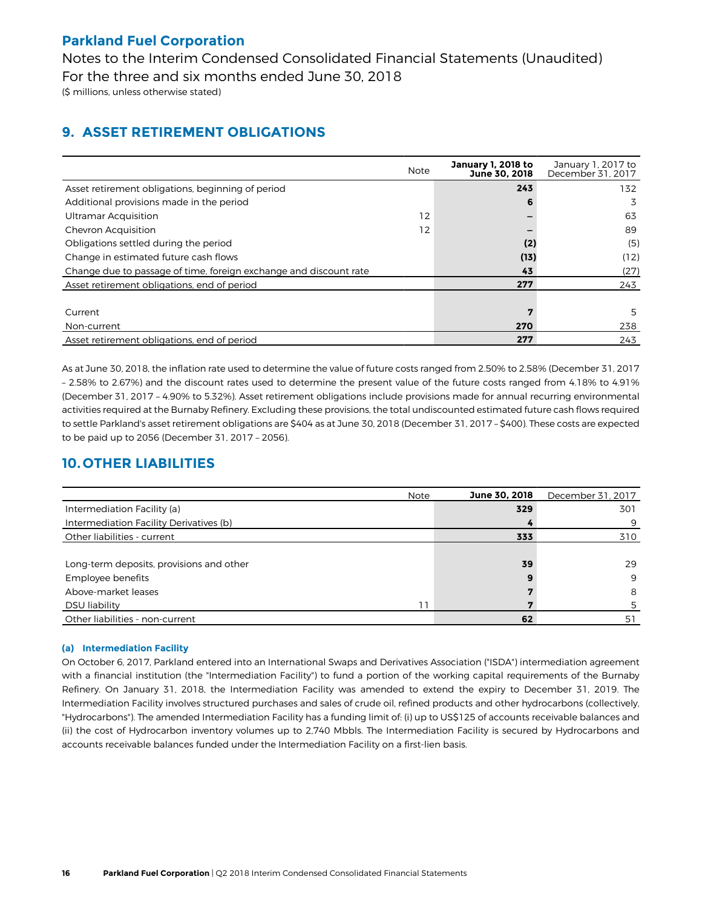# Parkland Fuel Corporation

Notes to the Interim Condensed Consolidated Financial Statements (Unaudited)
For the three and six months ended June 30, 2018
($ millions, unless otherwise stated)

## 9. ASSET RETIREMENT OBLIGATIONS

| | Note | **January 1, 2018 to June 30, 2018** | January 1, 2017 to December 31, 2017 |
|---|---|---|---|
| Asset retirement obligations, beginning of period | | **243** | 132 |
| Additional provisions made in the period | | **6** | 3 |
| Ultramar Acquisition | 12 | **–** | 63 |
| Chevron Acquisition | 12 | **–** | 89 |
| Obligations settled during the period | | **(2)** | (5) |
| Change in estimated future cash flows | | **(13)** | (12) |
| Change due to passage of time, foreign exchange and discount rate | | **43** | (27) |
| Asset retirement obligations, end of period | | **277** | 243 |
| | | | |
| Current | | **7** | 5 |
| Non-current | | **270** | 238 |
| Asset retirement obligations, end of period | | **277** | 243 |

As at June 30, 2018, the inflation rate used to determine the value of future costs ranged from 2.50% to 2.58% (December 31, 2017 – 2.58% to 2.67%) and the discount rates used to determine the present value of the future costs ranged from 4.18% to 4.91% (December 31, 2017 – 4.90% to 5.32%). Asset retirement obligations include provisions made for annual recurring environmental activities required at the Burnaby Refinery. Excluding these provisions, the total undiscounted estimated future cash flows required to settle Parkland's asset retirement obligations are $404 as at June 30, 2018 (December 31, 2017 – $400). These costs are expected to be paid up to 2056 (December 31, 2017 – 2056).

## 10. OTHER LIABILITIES

| | Note | **June 30, 2018** | December 31, 2017 |
|---|---|---|---|
| Intermediation Facility (a) | | **329** | 301 |
| Intermediation Facility Derivatives (b) | | **4** | 9 |
| Other liabilities - current | | **333** | 310 |
| | | | |
| Long-term deposits, provisions and other | | **39** | 29 |
| Employee benefits | | **9** | 9 |
| Above-market leases | | **7** | 8 |
| DSU liability | 11 | **7** | 5 |
| Other liabilities - non-current | | **62** | 51 |

### (a) Intermediation Facility

On October 6, 2017, Parkland entered into an International Swaps and Derivatives Association ("ISDA") intermediation agreement with a financial institution (the "Intermediation Facility") to fund a portion of the working capital requirements of the Burnaby Refinery. On January 31, 2018, the Intermediation Facility was amended to extend the expiry to December 31, 2019. The Intermediation Facility involves structured purchases and sales of crude oil, refined products and other hydrocarbons (collectively, "Hydrocarbons"). The amended Intermediation Facility has a funding limit of: (i) up to US$125 of accounts receivable balances and (ii) the cost of Hydrocarbon inventory volumes up to 2,740 Mbbls. The Intermediation Facility is secured by Hydrocarbons and accounts receivable balances funded under the Intermediation Facility on a first-lien basis.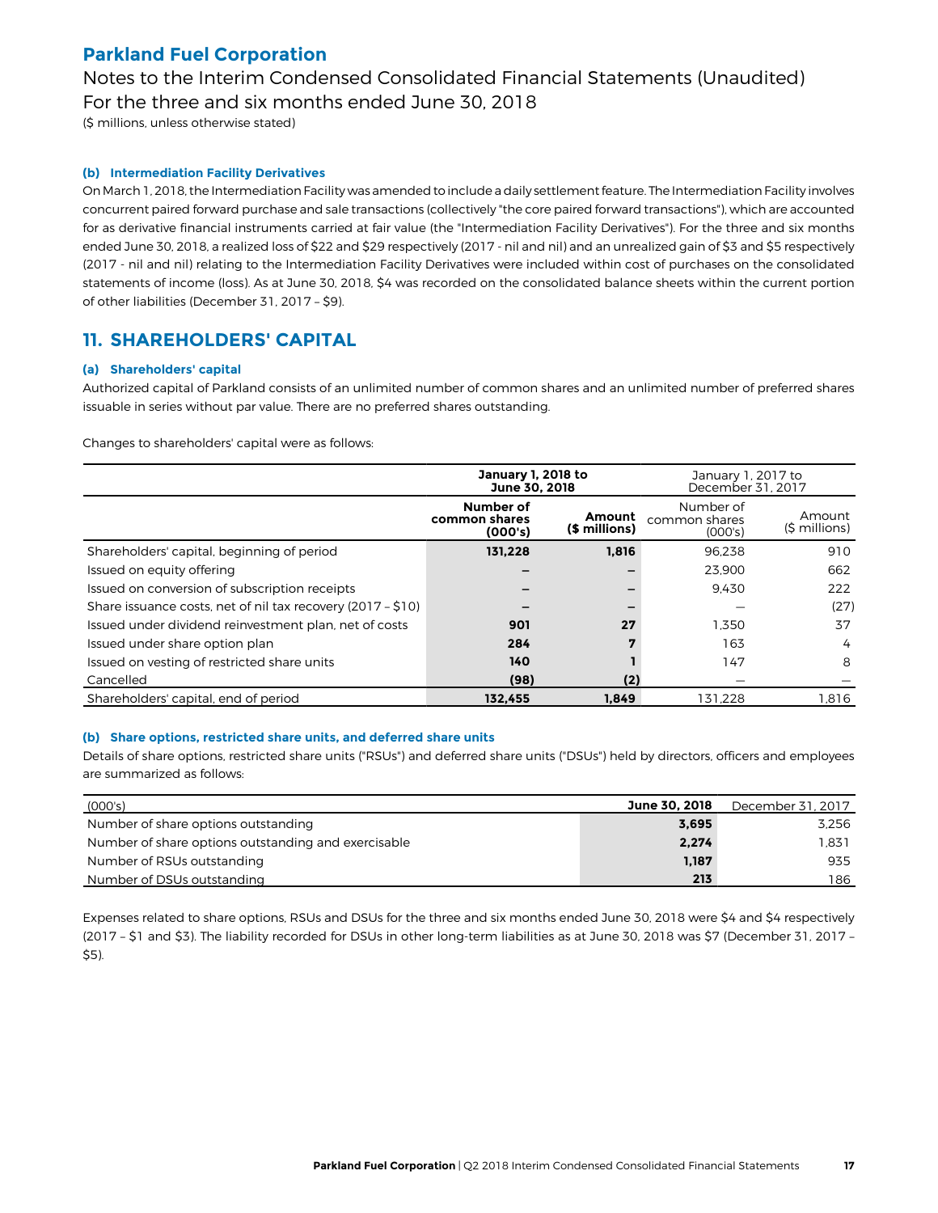# Parkland Fuel Corporation

Notes to the Interim Condensed Consolidated Financial Statements (Unaudited)
For the three and six months ended June 30, 2018
($ millions, unless otherwise stated)

**(b) Intermediation Facility Derivatives**

On March 1, 2018, the Intermediation Facility was amended to include a daily settlement feature. The Intermediation Facility involves concurrent paired forward purchase and sale transactions (collectively "the core paired forward transactions"), which are accounted for as derivative financial instruments carried at fair value (the "Intermediation Facility Derivatives"). For the three and six months ended June 30, 2018, a realized loss of $22 and $29 respectively (2017 - nil and nil) and an unrealized gain of $3 and $5 respectively (2017 - nil and nil) relating to the Intermediation Facility Derivatives were included within cost of purchases on the consolidated statements of income (loss). As at June 30, 2018, $4 was recorded on the consolidated balance sheets within the current portion of other liabilities (December 31, 2017 – $9).

## 11. SHAREHOLDERS' CAPITAL

**(a) Shareholders' capital**

Authorized capital of Parkland consists of an unlimited number of common shares and an unlimited number of preferred shares issuable in series without par value. There are no preferred shares outstanding.

Changes to shareholders' capital were as follows:

| | **January 1, 2018 to June 30, 2018** | | January 1, 2017 to December 31, 2017 | |
|---|---|---|---|---|
| | **Number of common shares (000's)** | **Amount ($ millions)** | Number of common shares (000's) | Amount ($ millions) |
| Shareholders' capital, beginning of period | **131,228** | **1,816** | 96,238 | 910 |
| Issued on equity offering | **–** | **–** | 23,900 | 662 |
| Issued on conversion of subscription receipts | **–** | **–** | 9,430 | 222 |
| Share issuance costs, net of nil tax recovery (2017 – $10) | **–** | **–** | — | (27) |
| Issued under dividend reinvestment plan, net of costs | **901** | **27** | 1,350 | 37 |
| Issued under share option plan | **284** | **7** | 163 | 4 |
| Issued on vesting of restricted share units | **140** | **1** | 147 | 8 |
| Cancelled | **(98)** | **(2)** | — | — |
| Shareholders' capital, end of period | **132,455** | **1,849** | 131,228 | 1,816 |

**(b) Share options, restricted share units, and deferred share units**

Details of share options, restricted share units ("RSUs") and deferred share units ("DSUs") held by directors, officers and employees are summarized as follows:

| (000's) | **June 30, 2018** | December 31, 2017 |
|---|---|---|
| Number of share options outstanding | **3,695** | 3,256 |
| Number of share options outstanding and exercisable | **2,274** | 1,831 |
| Number of RSUs outstanding | **1,187** | 935 |
| Number of DSUs outstanding | **213** | 186 |

Expenses related to share options, RSUs and DSUs for the three and six months ended June 30, 2018 were $4 and $4 respectively (2017 – $1 and $3). The liability recorded for DSUs in other long-term liabilities as at June 30, 2018 was $7 (December 31, 2017 – $5).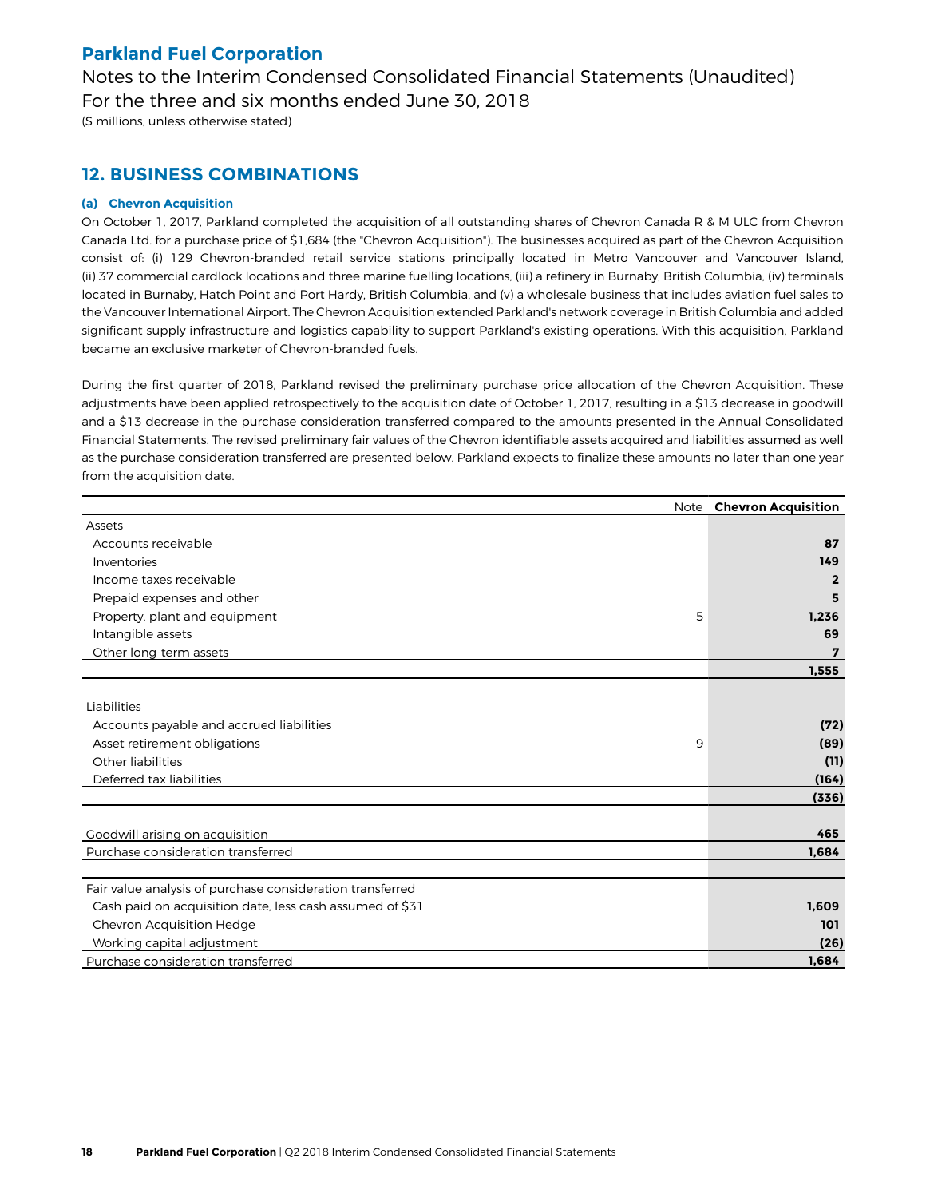## 12. BUSINESS COMBINATIONS

### (a) Chevron Acquisition

On October 1, 2017, Parkland completed the acquisition of all outstanding shares of Chevron Canada R & M ULC from Chevron Canada Ltd. for a purchase price of $1,684 (the "Chevron Acquisition"). The businesses acquired as part of the Chevron Acquisition consist of: (i) 129 Chevron-branded retail service stations principally located in Metro Vancouver and Vancouver Island, (ii) 37 commercial cardlock locations and three marine fuelling locations, (iii) a refinery in Burnaby, British Columbia, (iv) terminals located in Burnaby, Hatch Point and Port Hardy, British Columbia, and (v) a wholesale business that includes aviation fuel sales to the Vancouver International Airport. The Chevron Acquisition extended Parkland's network coverage in British Columbia and added significant supply infrastructure and logistics capability to support Parkland's existing operations. With this acquisition, Parkland became an exclusive marketer of Chevron-branded fuels.

During the first quarter of 2018, Parkland revised the preliminary purchase price allocation of the Chevron Acquisition. These adjustments have been applied retrospectively to the acquisition date of October 1, 2017, resulting in a $13 decrease in goodwill and a $13 decrease in the purchase consideration transferred compared to the amounts presented in the Annual Consolidated Financial Statements. The revised preliminary fair values of the Chevron identifiable assets acquired and liabilities assumed as well as the purchase consideration transferred are presented below. Parkland expects to finalize these amounts no later than one year from the acquisition date.

| | Note | Chevron Acquisition |
|---|---|---|
| Assets | | |
| Accounts receivable | | **87** |
| Inventories | | **149** |
| Income taxes receivable | | **2** |
| Prepaid expenses and other | | **5** |
| Property, plant and equipment | 5 | **1,236** |
| Intangible assets | | **69** |
| Other long-term assets | | **7** |
| | | **1,555** |
| Liabilities | | |
| Accounts payable and accrued liabilities | | **(72)** |
| Asset retirement obligations | 9 | **(89)** |
| Other liabilities | | **(11)** |
| Deferred tax liabilities | | **(164)** |
| | | **(336)** |
| Goodwill arising on acquisition | | **465** |
| Purchase consideration transferred | | **1,684** |
| Fair value analysis of purchase consideration transferred | | |
| Cash paid on acquisition date, less cash assumed of $31 | | **1,609** |
| Chevron Acquisition Hedge | | **101** |
| Working capital adjustment | | **(26)** |
| Purchase consideration transferred | | **1,684** |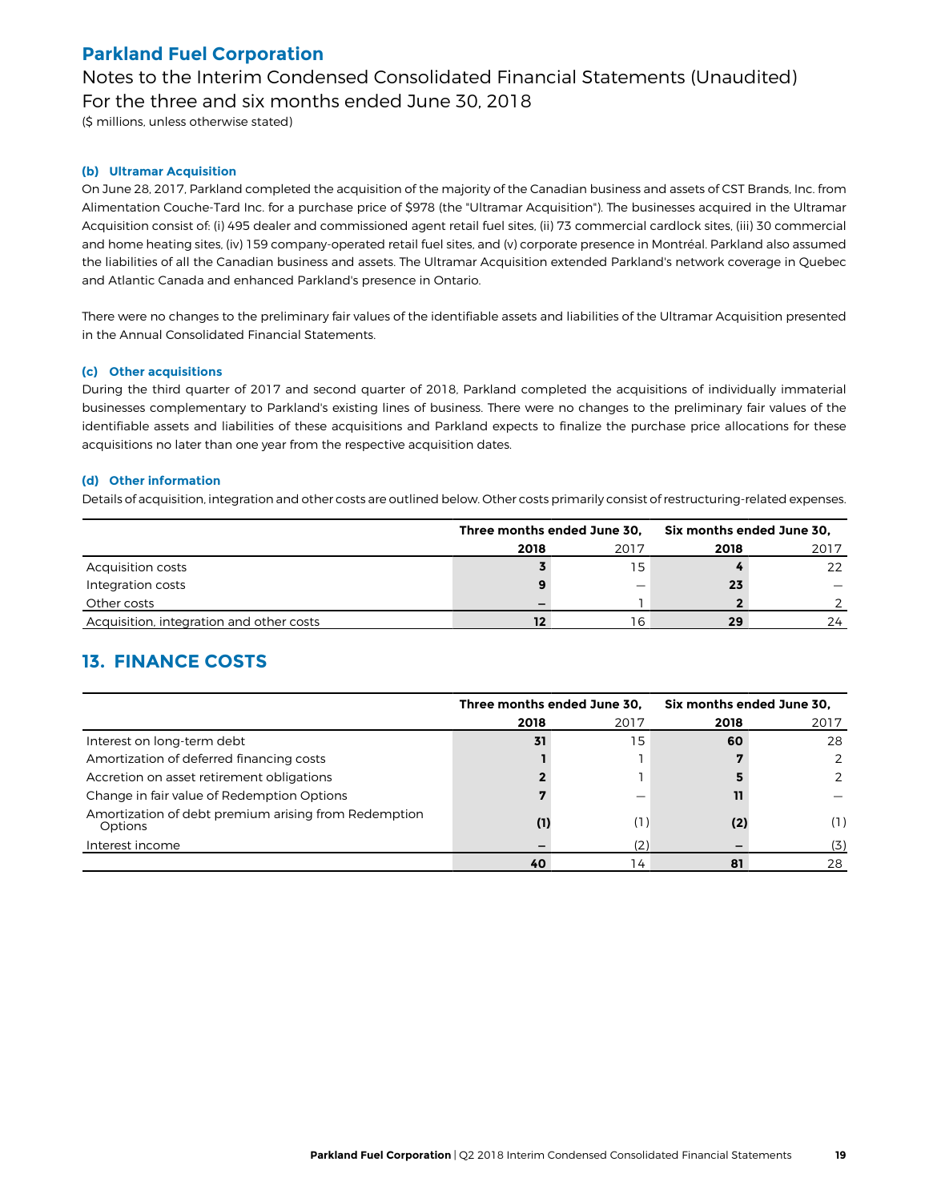#### (b) Ultramar Acquisition

On June 28, 2017, Parkland completed the acquisition of the majority of the Canadian business and assets of CST Brands, Inc. from Alimentation Couche-Tard Inc. for a purchase price of $978 (the "Ultramar Acquisition"). The businesses acquired in the Ultramar Acquisition consist of: (i) 495 dealer and commissioned agent retail fuel sites, (ii) 73 commercial cardlock sites, (iii) 30 commercial and home heating sites, (iv) 159 company-operated retail fuel sites, and (v) corporate presence in Montréal. Parkland also assumed the liabilities of all the Canadian business and assets. The Ultramar Acquisition extended Parkland's network coverage in Quebec and Atlantic Canada and enhanced Parkland's presence in Ontario.

There were no changes to the preliminary fair values of the identifiable assets and liabilities of the Ultramar Acquisition presented in the Annual Consolidated Financial Statements.

#### (c) Other acquisitions

During the third quarter of 2017 and second quarter of 2018, Parkland completed the acquisitions of individually immaterial businesses complementary to Parkland's existing lines of business. There were no changes to the preliminary fair values of the identifiable assets and liabilities of these acquisitions and Parkland expects to finalize the purchase price allocations for these acquisitions no later than one year from the respective acquisition dates.

#### (d) Other information

Details of acquisition, integration and other costs are outlined below. Other costs primarily consist of restructuring-related expenses.

| | Three months ended June 30, | | Six months ended June 30, | |
|---|---|---|---|---|
| | **2018** | 2017 | **2018** | 2017 |
| Acquisition costs | **3** | 15 | **4** | 22 |
| Integration costs | **9** | — | **23** | — |
| Other costs | **–** | 1 | **2** | 2 |
| Acquisition, integration and other costs | **12** | 16 | **29** | 24 |

## 13. FINANCE COSTS

| | Three months ended June 30, | | Six months ended June 30, | |
|---|---|---|---|---|
| | **2018** | 2017 | **2018** | 2017 |
| Interest on long-term debt | **31** | 15 | **60** | 28 |
| Amortization of deferred financing costs | **1** | 1 | **7** | 2 |
| Accretion on asset retirement obligations | **2** | 1 | **5** | 2 |
| Change in fair value of Redemption Options | **7** | — | **11** | — |
| Amortization of debt premium arising from Redemption Options | **(1)** | (1) | **(2)** | (1) |
| Interest income | **–** | (2) | **–** | (3) |
| | **40** | 14 | **81** | 28 |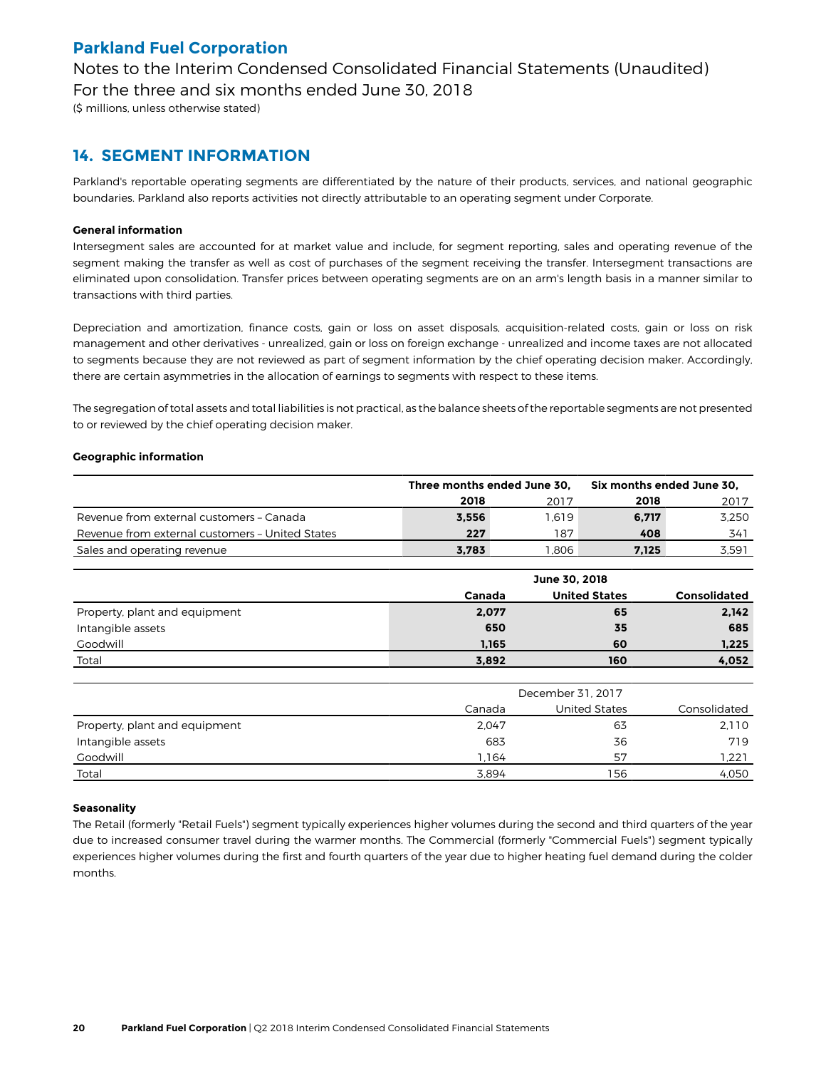**Parkland Fuel Corporation**

Notes to the Interim Condensed Consolidated Financial Statements (Unaudited)
For the three and six months ended June 30, 2018
($ millions, unless otherwise stated)

## 14. SEGMENT INFORMATION

Parkland's reportable operating segments are differentiated by the nature of their products, services, and national geographic boundaries. Parkland also reports activities not directly attributable to an operating segment under Corporate.

**General information**

Intersegment sales are accounted for at market value and include, for segment reporting, sales and operating revenue of the segment making the transfer as well as cost of purchases of the segment receiving the transfer. Intersegment transactions are eliminated upon consolidation. Transfer prices between operating segments are on an arm's length basis in a manner similar to transactions with third parties.

Depreciation and amortization, finance costs, gain or loss on asset disposals, acquisition-related costs, gain or loss on risk management and other derivatives - unrealized, gain or loss on foreign exchange - unrealized and income taxes are not allocated to segments because they are not reviewed as part of segment information by the chief operating decision maker. Accordingly, there are certain asymmetries in the allocation of earnings to segments with respect to these items.

The segregation of total assets and total liabilities is not practical, as the balance sheets of the reportable segments are not presented to or reviewed by the chief operating decision maker.

**Geographic information**

| | Three months ended June 30, | | Six months ended June 30, | |
|---|---|---|---|---|
| | **2018** | 2017 | **2018** | 2017 |
| Revenue from external customers – Canada | **3,556** | 1,619 | **6,717** | 3,250 |
| Revenue from external customers – United States | **227** | 187 | **408** | 341 |
| Sales and operating revenue | **3,783** | 1,806 | **7,125** | 3,591 |

| | June 30, 2018 | | |
|---|---|---|---|
| | **Canada** | **United States** | **Consolidated** |
| Property, plant and equipment | **2,077** | **65** | **2,142** |
| Intangible assets | **650** | **35** | **685** |
| Goodwill | **1,165** | **60** | **1,225** |
| Total | **3,892** | **160** | **4,052** |

| | December 31, 2017 | | |
|---|---|---|---|
| | Canada | United States | Consolidated |
| Property, plant and equipment | 2,047 | 63 | 2,110 |
| Intangible assets | 683 | 36 | 719 |
| Goodwill | 1,164 | 57 | 1,221 |
| Total | 3,894 | 156 | 4,050 |

**Seasonality**

The Retail (formerly "Retail Fuels") segment typically experiences higher volumes during the second and third quarters of the year due to increased consumer travel during the warmer months. The Commercial (formerly "Commercial Fuels") segment typically experiences higher volumes during the first and fourth quarters of the year due to higher heating fuel demand during the colder months.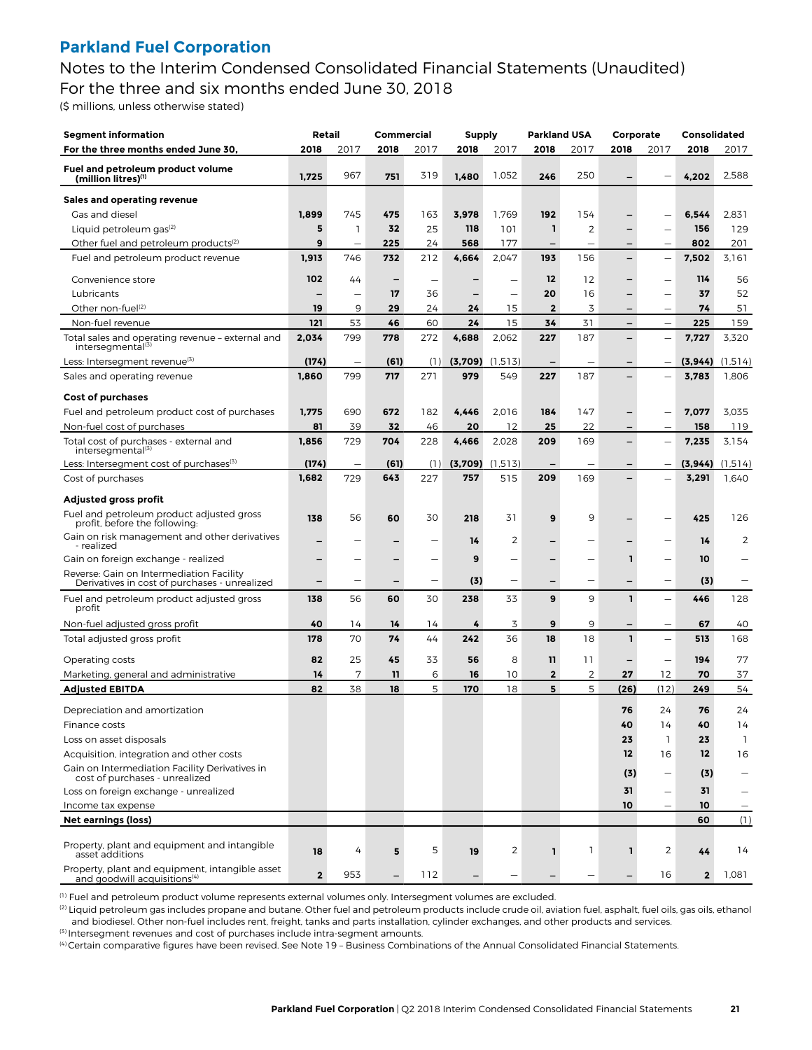# Parkland Fuel Corporation

Notes to the Interim Condensed Consolidated Financial Statements (Unaudited)
For the three and six months ended June 30, 2018

($ millions, unless otherwise stated)

| Segment information | Retail | | Commercial | | Supply | | Parkland USA | | Corporate | | Consolidated | |
|---|---|---|---|---|---|---|---|---|---|---|---|---|
| For the three months ended June 30, | 2018 | 2017 | 2018 | 2017 | 2018 | 2017 | 2018 | 2017 | 2018 | 2017 | 2018 | 2017 |
| Fuel and petroleum product volume (million litres)[1] | 1,725 | 967 | 751 | 319 | 1,480 | 1,052 | 246 | 250 | – | – | 4,202 | 2,588 |
| **Sales and operating revenue** | | | | | | | | | | | | |
| Gas and diesel | 1,899 | 745 | 475 | 163 | 3,978 | 1,769 | 192 | 154 | – | – | 6,544 | 2,831 |
| Liquid petroleum gas[2] | 5 | 1 | 32 | 25 | 118 | 101 | 1 | 2 | – | – | 156 | 129 |
| Other fuel and petroleum products[2] | 9 | – | 225 | 24 | 568 | 177 | – | – | – | – | 802 | 201 |
| Fuel and petroleum product revenue | 1,913 | 746 | 732 | 212 | 4,664 | 2,047 | 193 | 156 | – | – | 7,502 | 3,161 |
| Convenience store | 102 | 44 | – | – | – | – | 12 | 12 | – | – | 114 | 56 |
| Lubricants | – | – | 17 | 36 | – | – | 20 | 16 | – | – | 37 | 52 |
| Other non-fuel[2] | 19 | 9 | 29 | 24 | 24 | 15 | 2 | 3 | – | – | 74 | 51 |
| Non-fuel revenue | 121 | 53 | 46 | 60 | 24 | 15 | 34 | 31 | – | – | 225 | 159 |
| Total sales and operating revenue – external and intersegmental[3] | 2,034 | 799 | 778 | 272 | 4,688 | 2,062 | 227 | 187 | – | – | 7,727 | 3,320 |
| Less: Intersegment revenue[3] | (174) | – | (61) | (1) | (3,709) | (1,513) | – | – | – | – | (3,944) | (1,514) |
| Sales and operating revenue | 1,860 | 799 | 717 | 271 | 979 | 549 | 227 | 187 | – | – | 3,783 | 1,806 |
| **Cost of purchases** | | | | | | | | | | | | |
| Fuel and petroleum product cost of purchases | 1,775 | 690 | 672 | 182 | 4,446 | 2,016 | 184 | 147 | – | – | 7,077 | 3,035 |
| Non-fuel cost of purchases | 81 | 39 | 32 | 46 | 20 | 12 | 25 | 22 | – | – | 158 | 119 |
| Total cost of purchases - external and intersegmental[3] | 1,856 | 729 | 704 | 228 | 4,466 | 2,028 | 209 | 169 | – | – | 7,235 | 3,154 |
| Less: Intersegment cost of purchases[3] | (174) | – | (61) | (1) | (3,709) | (1,513) | – | – | – | – | (3,944) | (1,514) |
| Cost of purchases | 1,682 | 729 | 643 | 227 | 757 | 515 | 209 | 169 | – | – | 3,291 | 1,640 |
| **Adjusted gross profit** | | | | | | | | | | | | |
| Fuel and petroleum product adjusted gross profit, before the following: | 138 | 56 | 60 | 30 | 218 | 31 | 9 | 9 | – | – | 425 | 126 |
| Gain on risk management and other derivatives - realized | – | – | – | – | 14 | 2 | – | – | – | – | 14 | 2 |
| Gain on foreign exchange - realized | – | – | – | – | 9 | – | – | – | 1 | – | 10 | – |
| Reverse: Gain on Intermediation Facility Derivatives in cost of purchases - unrealized | – | – | – | – | (3) | – | – | – | – | – | (3) | – |
| Fuel and petroleum product adjusted gross profit | 138 | 56 | 60 | 30 | 238 | 33 | 9 | 9 | 1 | – | 446 | 128 |
| Non-fuel adjusted gross profit | 40 | 14 | 14 | 14 | 4 | 3 | 9 | 9 | – | – | 67 | 40 |
| Total adjusted gross profit | 178 | 70 | 74 | 44 | 242 | 36 | 18 | 18 | 1 | – | 513 | 168 |
| Operating costs | 82 | 25 | 45 | 33 | 56 | 8 | 11 | 11 | – | – | 194 | 77 |
| Marketing, general and administrative | 14 | 7 | 11 | 6 | 16 | 10 | 2 | 2 | 27 | 12 | 70 | 37 |
| **Adjusted EBITDA** | 82 | 38 | 18 | 5 | 170 | 18 | 5 | 5 | (26) | (12) | 249 | 54 |
| Depreciation and amortization | | | | | | | | | 76 | 24 | 76 | 24 |
| Finance costs | | | | | | | | | 40 | 14 | 40 | 14 |
| Loss on asset disposals | | | | | | | | | 23 | 1 | 23 | 1 |
| Acquisition, integration and other costs | | | | | | | | | 12 | 16 | 12 | 16 |
| Gain on Intermediation Facility Derivatives in cost of purchases - unrealized | | | | | | | | | (3) | – | (3) | – |
| Loss on foreign exchange - unrealized | | | | | | | | | 31 | – | 31 | – |
| Income tax expense | | | | | | | | | 10 | – | 10 | – |
| **Net earnings (loss)** | | | | | | | | | | | 60 | (1) |
| Property, plant and equipment and intangible asset additions | 18 | 4 | 5 | 5 | 19 | 2 | 1 | 1 | 1 | 2 | 44 | 14 |
| Property, plant and equipment, intangible asset and goodwill acquisitions[4] | 2 | 953 | – | 112 | – | – | – | – | – | 16 | 2 | 1,081 |

[1] Fuel and petroleum product volume represents external volumes only. Intersegment volumes are excluded.

[2] Liquid petroleum gas includes propane and butane. Other fuel and petroleum products include crude oil, aviation fuel, asphalt, fuel oils, gas oils, ethanol and biodiesel. Other non-fuel includes rent, freight, tanks and parts installation, cylinder exchanges, and other products and services.

[3] Intersegment revenues and cost of purchases include intra-segment amounts.

[4] Certain comparative figures have been revised. See Note 19 – Business Combinations of the Annual Consolidated Financial Statements.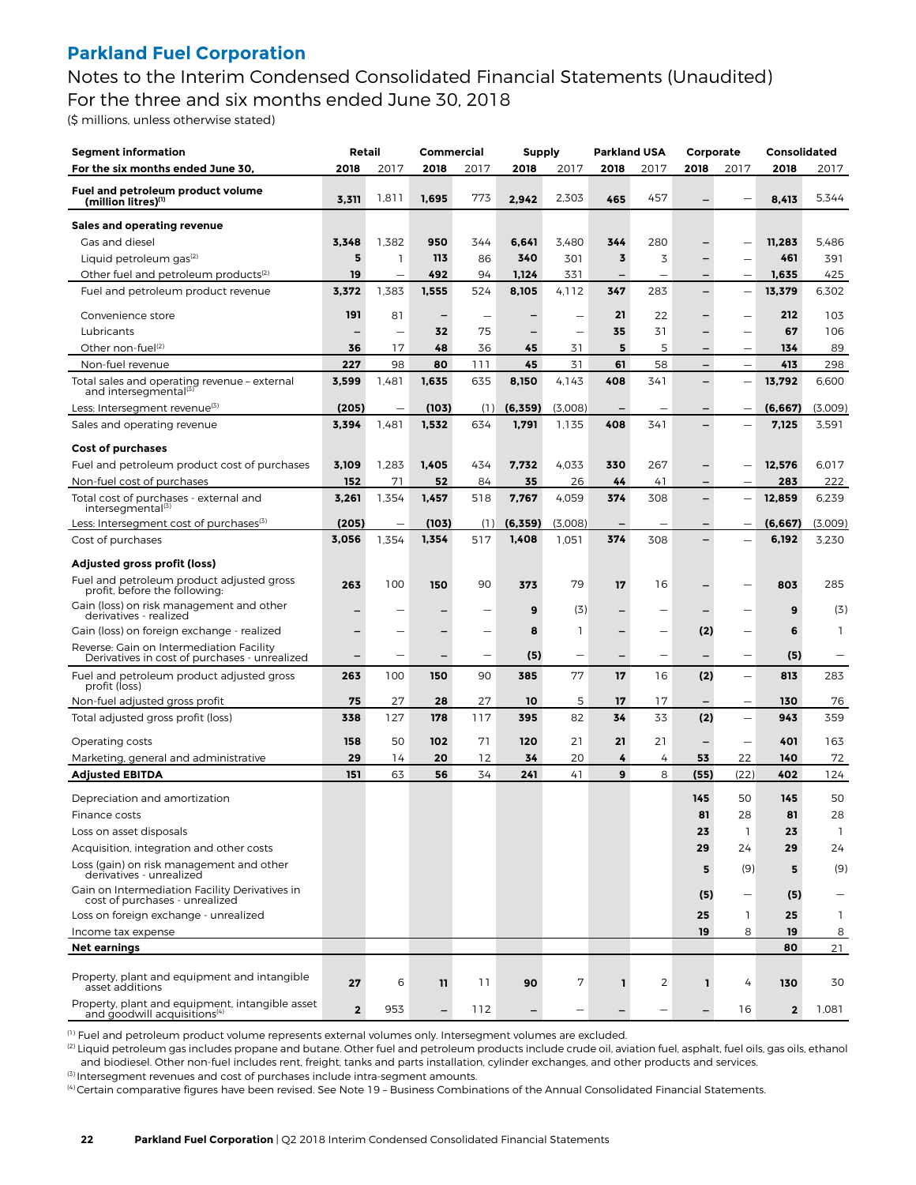## Parkland Fuel Corporation

Notes to the Interim Condensed Consolidated Financial Statements (Unaudited)
For the three and six months ended June 30, 2018
($ millions, unless otherwise stated)

| Segment information | Retail | | Commercial | | Supply | | Parkland USA | | Corporate | | Consolidated | |
|---|---|---|---|---|---|---|---|---|---|---|---|---|
| **For the six months ended June 30,** | **2018** | 2017 | **2018** | 2017 | **2018** | 2017 | **2018** | 2017 | **2018** | 2017 | **2018** | 2017 |
| **Fuel and petroleum product volume (million litres)[1]** | **3,311** | 1,811 | **1,695** | 773 | **2,942** | 2,303 | **465** | 457 | **–** | – | **8,413** | 5,344 |
| **Sales and operating revenue** | | | | | | | | | | | | |
| Gas and diesel | **3,348** | 1,382 | **950** | 344 | **6,641** | 3,480 | **344** | 280 | **–** | – | **11,283** | 5,486 |
| Liquid petroleum gas[2] | **5** | 1 | **113** | 86 | **340** | 301 | **3** | 3 | **–** | – | **461** | 391 |
| Other fuel and petroleum products[2] | **19** | – | **492** | 94 | **1,124** | 331 | **–** | – | **–** | – | **1,635** | 425 |
| Fuel and petroleum product revenue | **3,372** | 1,383 | **1,555** | 524 | **8,105** | 4,112 | **347** | 283 | **–** | – | **13,379** | 6,302 |
| Convenience store | **191** | 81 | **–** | – | **–** | – | **21** | 22 | **–** | – | **212** | 103 |
| Lubricants | **–** | – | **32** | 75 | **–** | – | **35** | 31 | **–** | – | **67** | 106 |
| Other non-fuel[2] | **36** | 17 | **48** | 36 | **45** | 31 | **5** | 5 | **–** | – | **134** | 89 |
| Non-fuel revenue | **227** | 98 | **80** | 111 | **45** | 31 | **61** | 58 | **–** | – | **413** | 298 |
| Total sales and operating revenue – external and intersegmental[3] | **3,599** | 1,481 | **1,635** | 635 | **8,150** | 4,143 | **408** | 341 | **–** | – | **13,792** | 6,600 |
| Less: Intersegment revenue[3] | **(205)** | – | **(103)** | (1) | **(6,359)** | (3,008) | **–** | – | **–** | – | **(6,667)** | (3,009) |
| Sales and operating revenue | **3,394** | 1,481 | **1,532** | 634 | **1,791** | 1,135 | **408** | 341 | **–** | – | **7,125** | 3,591 |
| **Cost of purchases** | | | | | | | | | | | | |
| Fuel and petroleum product cost of purchases | **3,109** | 1,283 | **1,405** | 434 | **7,732** | 4,033 | **330** | 267 | **–** | – | **12,576** | 6,017 |
| Non-fuel cost of purchases | **152** | 71 | **52** | 84 | **35** | 26 | **44** | 41 | **–** | – | **283** | 222 |
| Total cost of purchases - external and intersegmental[3] | **3,261** | 1,354 | **1,457** | 518 | **7,767** | 4,059 | **374** | 308 | **–** | – | **12,859** | 6,239 |
| Less: Intersegment cost of purchases[3] | **(205)** | – | **(103)** | (1) | **(6,359)** | (3,008) | **–** | – | **–** | – | **(6,667)** | (3,009) |
| Cost of purchases | **3,056** | 1,354 | **1,354** | 517 | **1,408** | 1,051 | **374** | 308 | **–** | – | **6,192** | 3,230 |
| **Adjusted gross profit (loss)** | | | | | | | | | | | | |
| Fuel and petroleum product adjusted gross profit, before the following: | **263** | 100 | **150** | 90 | **373** | 79 | **17** | 16 | **–** | – | **803** | 285 |
| Gain (loss) on risk management and other derivatives - realized | **–** | – | **–** | – | **9** | (3) | **–** | – | **–** | – | **9** | (3) |
| Gain (loss) on foreign exchange - realized | **–** | – | **–** | – | **8** | 1 | **–** | – | **(2)** | – | **6** | 1 |
| Reverse: Gain on Intermediation Facility Derivatives in cost of purchases - unrealized | **–** | – | **–** | – | **(5)** | – | **–** | – | **–** | – | **(5)** | – |
| Fuel and petroleum product adjusted gross profit (loss) | **263** | 100 | **150** | 90 | **385** | 77 | **17** | 16 | **(2)** | – | **813** | 283 |
| Non-fuel adjusted gross profit | **75** | 27 | **28** | 27 | **10** | 5 | **17** | 17 | **–** | – | **130** | 76 |
| Total adjusted gross profit (loss) | **338** | 127 | **178** | 117 | **395** | 82 | **34** | 33 | **(2)** | – | **943** | 359 |
| Operating costs | **158** | 50 | **102** | 71 | **120** | 21 | **21** | 21 | **–** | – | **401** | 163 |
| Marketing, general and administrative | **29** | 14 | **20** | 12 | **34** | 20 | **4** | 4 | **53** | 22 | **140** | 72 |
| **Adjusted EBITDA** | **151** | 63 | **56** | 34 | **241** | 41 | **9** | 8 | **(55)** | (22) | **402** | 124 |
| Depreciation and amortization | | | | | | | | | **145** | 50 | **145** | 50 |
| Finance costs | | | | | | | | | **81** | 28 | **81** | 28 |
| Loss on asset disposals | | | | | | | | | **23** | 1 | **23** | 1 |
| Acquisition, integration and other costs | | | | | | | | | **29** | 24 | **29** | 24 |
| Loss (gain) on risk management and other derivatives - unrealized | | | | | | | | | **5** | (9) | **5** | (9) |
| Gain on Intermediation Facility Derivatives in cost of purchases - unrealized | | | | | | | | | **(5)** | – | **(5)** | – |
| Loss on foreign exchange - unrealized | | | | | | | | | **25** | 1 | **25** | 1 |
| Income tax expense | | | | | | | | | **19** | 8 | **19** | 8 |
| **Net earnings** | | | | | | | | | | | **80** | 21 |
| Property, plant and equipment and intangible asset additions | **27** | 6 | **11** | 11 | **90** | 7 | **1** | 2 | **1** | 4 | **130** | 30 |
| Property, plant and equipment, intangible asset and goodwill acquisitions[4] | **2** | 953 | **–** | 112 | **–** | – | **–** | – | **–** | 16 | **2** | 1,081 |

[1] Fuel and petroleum product volume represents external volumes only. Intersegment volumes are excluded.
[2] Liquid petroleum gas includes propane and butane. Other fuel and petroleum products include crude oil, aviation fuel, asphalt, fuel oils, gas oils, ethanol and biodiesel. Other non-fuel includes rent, freight, tanks and parts installation, cylinder exchanges, and other products and services.
[3] Intersegment revenues and cost of purchases include intra-segment amounts.
[4] Certain comparative figures have been revised. See Note 19 – Business Combinations of the Annual Consolidated Financial Statements.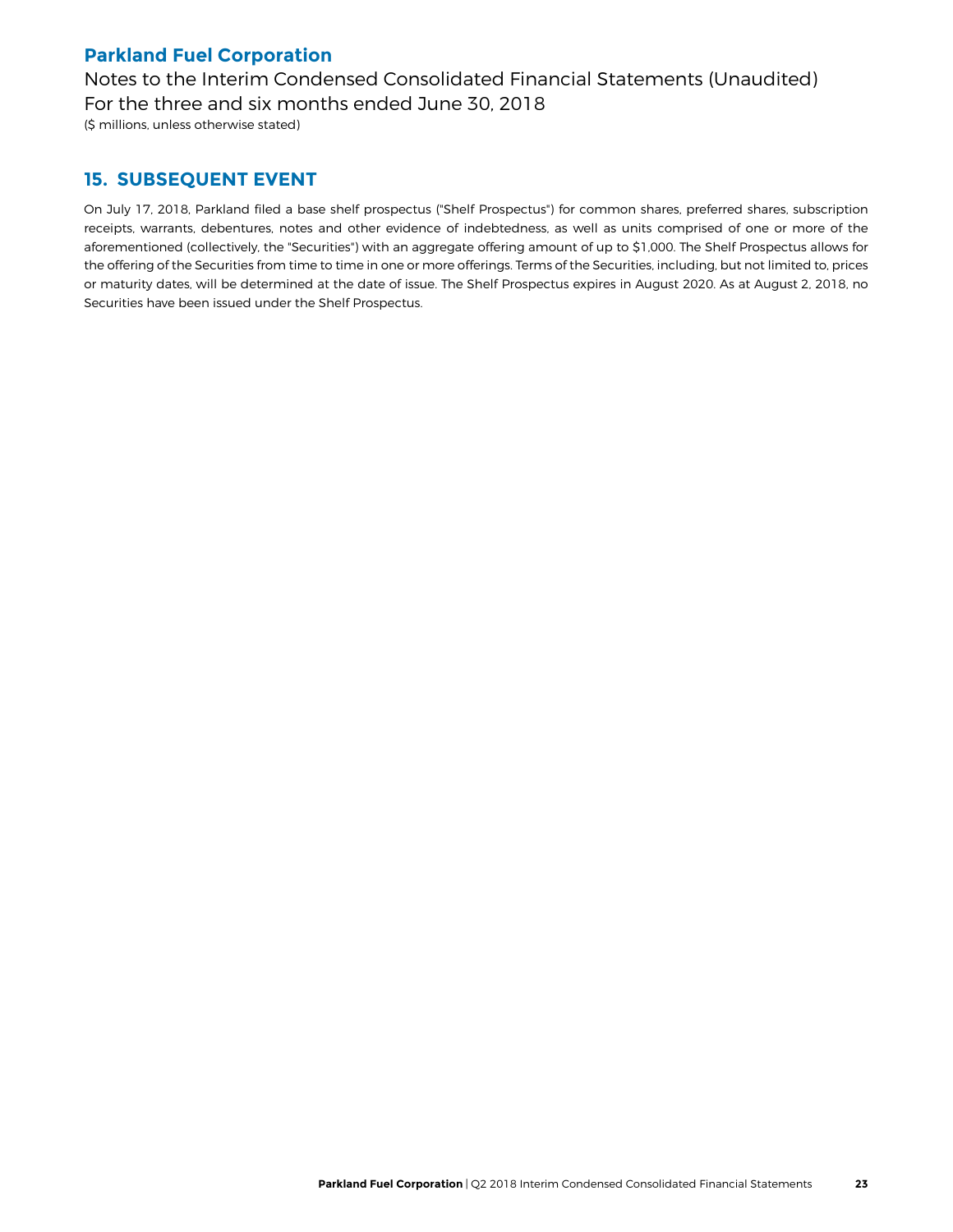## 15. SUBSEQUENT EVENT

On July 17, 2018, Parkland filed a base shelf prospectus ("Shelf Prospectus") for common shares, preferred shares, subscription receipts, warrants, debentures, notes and other evidence of indebtedness, as well as units comprised of one or more of the aforementioned (collectively, the "Securities") with an aggregate offering amount of up to $1,000. The Shelf Prospectus allows for the offering of the Securities from time to time in one or more offerings. Terms of the Securities, including, but not limited to, prices or maturity dates, will be determined at the date of issue. The Shelf Prospectus expires in August 2020. As at August 2, 2018, no Securities have been issued under the Shelf Prospectus.